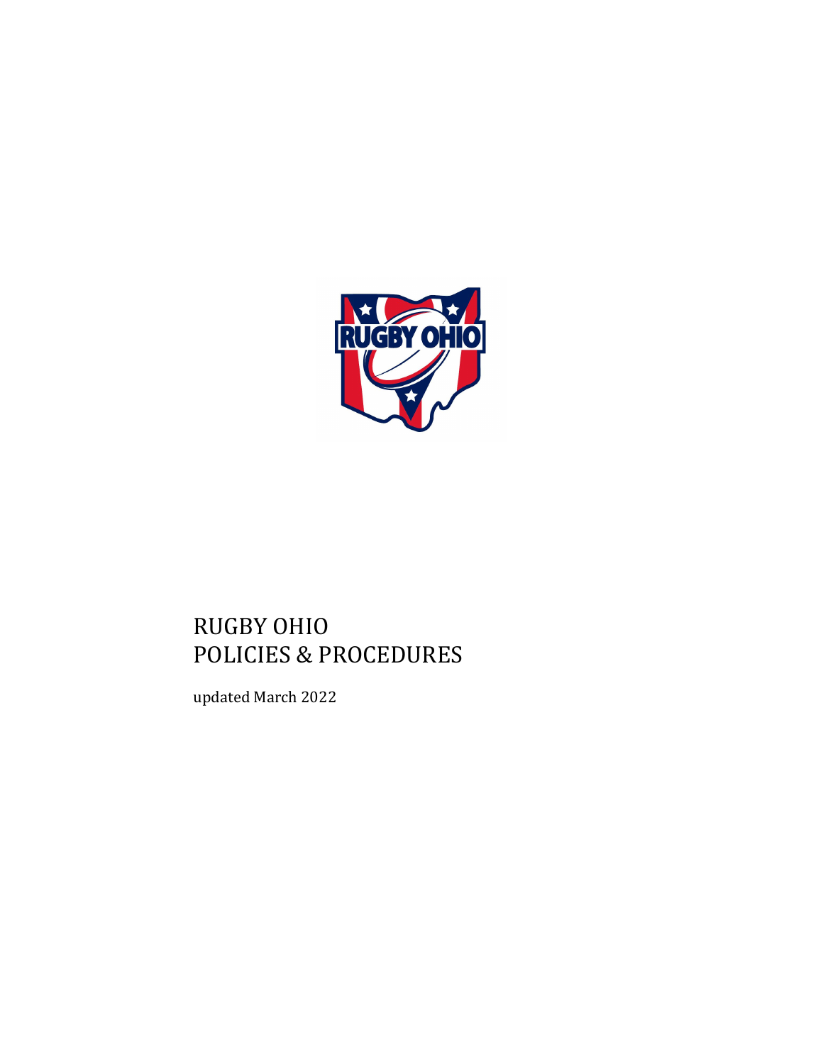# RUGBY OHIO
# POLICIES & PROCEDURES

updated March 2022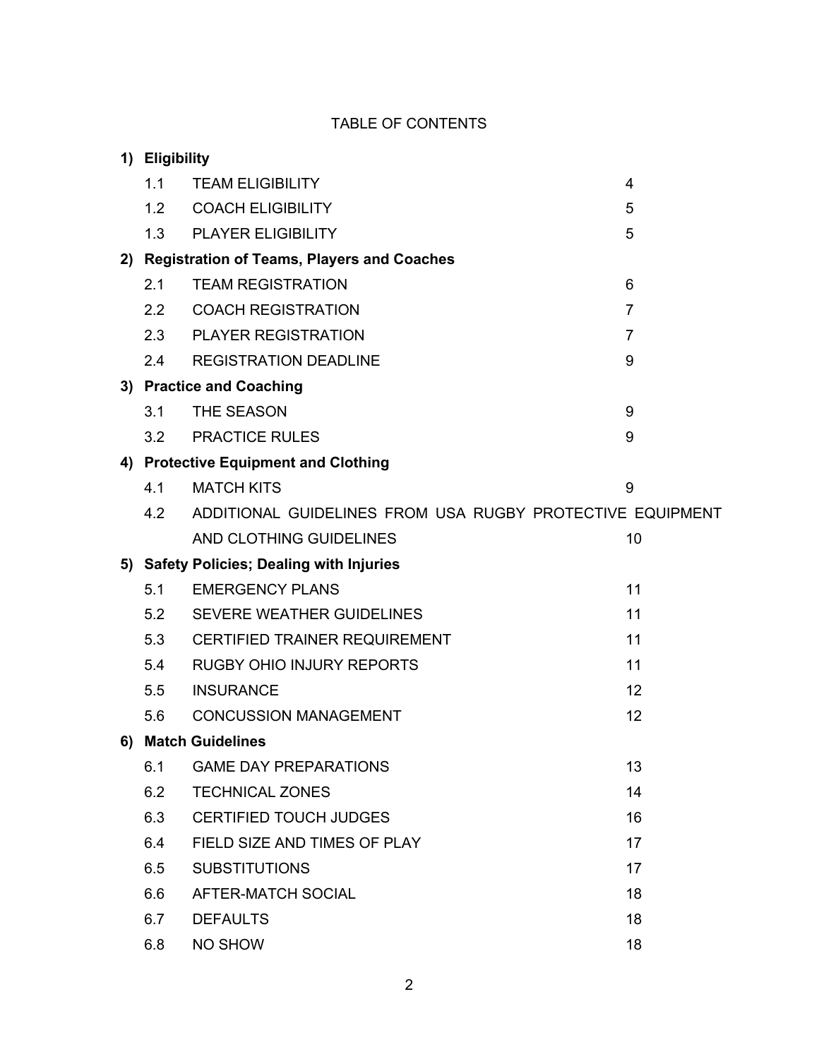# TABLE OF CONTENTS

**1) Eligibility**

| | | |
|---|---|---|
| 1.1 | TEAM ELIGIBILITY | 4 |
| 1.2 | COACH ELIGIBILITY | 5 |
| 1.3 | PLAYER ELIGIBILITY | 5 |

**2) Registration of Teams, Players and Coaches**

| | | |
|---|---|---|
| 2.1 | TEAM REGISTRATION | 6 |
| 2.2 | COACH REGISTRATION | 7 |
| 2.3 | PLAYER REGISTRATION | 7 |
| 2.4 | REGISTRATION DEADLINE | 9 |

**3) Practice and Coaching**

| | | |
|---|---|---|
| 3.1 | THE SEASON | 9 |
| 3.2 | PRACTICE RULES | 9 |

**4) Protective Equipment and Clothing**

| | | |
|---|---|---|
| 4.1 | MATCH KITS | 9 |
| 4.2 | ADDITIONAL GUIDELINES FROM USA RUGBY PROTECTIVE EQUIPMENT AND CLOTHING GUIDELINES | 10 |

**5) Safety Policies; Dealing with Injuries**

| | | |
|---|---|---|
| 5.1 | EMERGENCY PLANS | 11 |
| 5.2 | SEVERE WEATHER GUIDELINES | 11 |
| 5.3 | CERTIFIED TRAINER REQUIREMENT | 11 |
| 5.4 | RUGBY OHIO INJURY REPORTS | 11 |
| 5.5 | INSURANCE | 12 |
| 5.6 | CONCUSSION MANAGEMENT | 12 |

**6) Match Guidelines**

| | | |
|---|---|---|
| 6.1 | GAME DAY PREPARATIONS | 13 |
| 6.2 | TECHNICAL ZONES | 14 |
| 6.3 | CERTIFIED TOUCH JUDGES | 16 |
| 6.4 | FIELD SIZE AND TIMES OF PLAY | 17 |
| 6.5 | SUBSTITUTIONS | 17 |
| 6.6 | AFTER-MATCH SOCIAL | 18 |
| 6.7 | DEFAULTS | 18 |
| 6.8 | NO SHOW | 18 |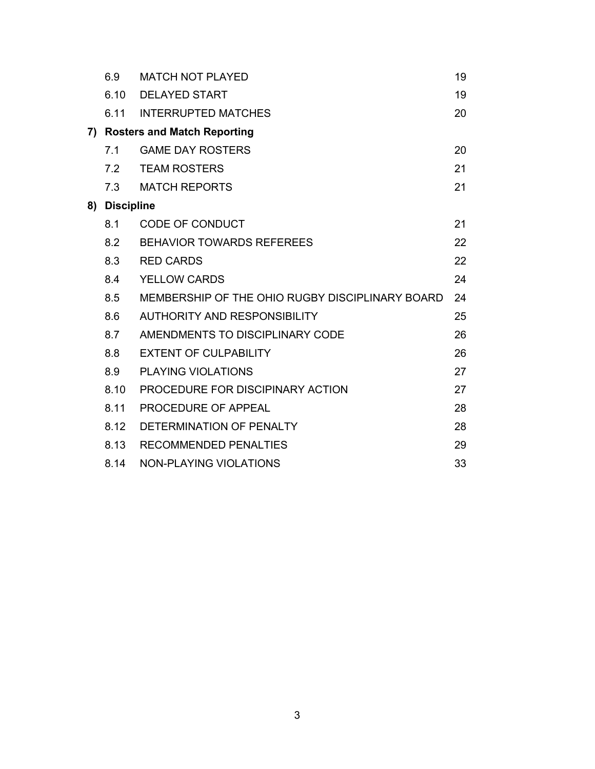| | | |
|---|---|---|
| 6.9 | MATCH NOT PLAYED | 19 |
| 6.10 | DELAYED START | 19 |
| 6.11 | INTERRUPTED MATCHES | 20 |
| **7)** | **Rosters and Match Reporting** | |
| 7.1 | GAME DAY ROSTERS | 20 |
| 7.2 | TEAM ROSTERS | 21 |
| 7.3 | MATCH REPORTS | 21 |
| **8)** | **Discipline** | |
| 8.1 | CODE OF CONDUCT | 21 |
| 8.2 | BEHAVIOR TOWARDS REFEREES | 22 |
| 8.3 | RED CARDS | 22 |
| 8.4 | YELLOW CARDS | 24 |
| 8.5 | MEMBERSHIP OF THE OHIO RUGBY DISCIPLINARY BOARD | 24 |
| 8.6 | AUTHORITY AND RESPONSIBILITY | 25 |
| 8.7 | AMENDMENTS TO DISCIPLINARY CODE | 26 |
| 8.8 | EXTENT OF CULPABILITY | 26 |
| 8.9 | PLAYING VIOLATIONS | 27 |
| 8.10 | PROCEDURE FOR DISCIPINARY ACTION | 27 |
| 8.11 | PROCEDURE OF APPEAL | 28 |
| 8.12 | DETERMINATION OF PENALTY | 28 |
| 8.13 | RECOMMENDED PENALTIES | 29 |
| 8.14 | NON-PLAYING VIOLATIONS | 33 |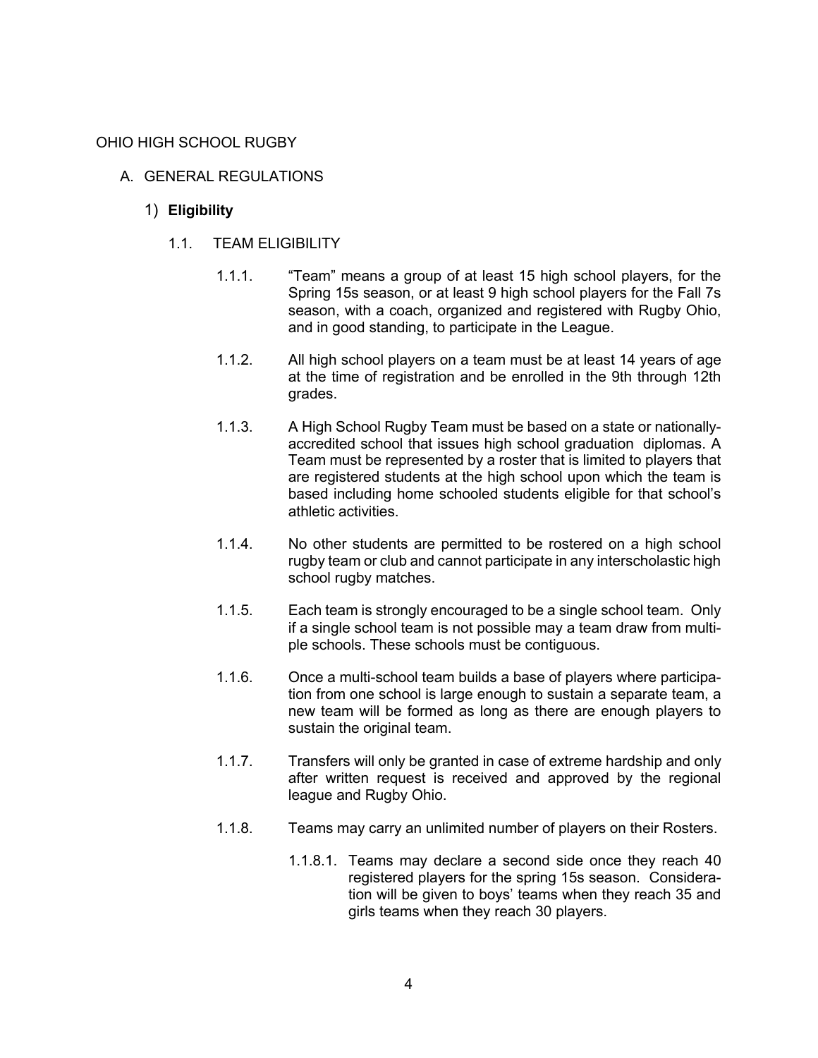# OHIO HIGH SCHOOL RUGBY

## A. GENERAL REGULATIONS

### 1) **Eligibility**

#### 1.1. TEAM ELIGIBILITY

1.1.1. "Team" means a group of at least 15 high school players, for the Spring 15s season, or at least 9 high school players for the Fall 7s season, with a coach, organized and registered with Rugby Ohio, and in good standing, to participate in the League.

1.1.2. All high school players on a team must be at least 14 years of age at the time of registration and be enrolled in the 9th through 12th grades.

1.1.3. A High School Rugby Team must be based on a state or nationally-accredited school that issues high school graduation diplomas. A Team must be represented by a roster that is limited to players that are registered students at the high school upon which the team is based including home schooled students eligible for that school's athletic activities.

1.1.4. No other students are permitted to be rostered on a high school rugby team or club and cannot participate in any interscholastic high school rugby matches.

1.1.5. Each team is strongly encouraged to be a single school team. Only if a single school team is not possible may a team draw from multiple schools. These schools must be contiguous.

1.1.6. Once a multi-school team builds a base of players where participation from one school is large enough to sustain a separate team, a new team will be formed as long as there are enough players to sustain the original team.

1.1.7. Transfers will only be granted in case of extreme hardship and only after written request is received and approved by the regional league and Rugby Ohio.

1.1.8. Teams may carry an unlimited number of players on their Rosters.

1.1.8.1. Teams may declare a second side once they reach 40 registered players for the spring 15s season. Consideration will be given to boys' teams when they reach 35 and girls teams when they reach 30 players.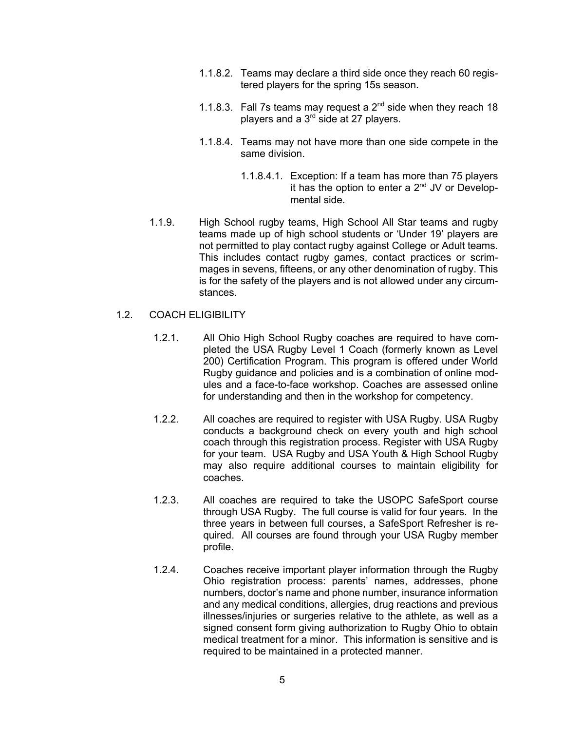1.1.8.2. Teams may declare a third side once they reach 60 registered players for the spring 15s season.

1.1.8.3. Fall 7s teams may request a 2nd side when they reach 18 players and a 3rd side at 27 players.

1.1.8.4. Teams may not have more than one side compete in the same division.

1.1.8.4.1. Exception: If a team has more than 75 players it has the option to enter a 2nd JV or Developmental side.

1.1.9. High School rugby teams, High School All Star teams and rugby teams made up of high school students or 'Under 19' players are not permitted to play contact rugby against College or Adult teams. This includes contact rugby games, contact practices or scrimmages in sevens, fifteens, or any other denomination of rugby. This is for the safety of the players and is not allowed under any circumstances.

## 1.2. COACH ELIGIBILITY

1.2.1. All Ohio High School Rugby coaches are required to have completed the USA Rugby Level 1 Coach (formerly known as Level 200) Certification Program. This program is offered under World Rugby guidance and policies and is a combination of online modules and a face-to-face workshop. Coaches are assessed online for understanding and then in the workshop for competency.

1.2.2. All coaches are required to register with USA Rugby. USA Rugby conducts a background check on every youth and high school coach through this registration process. Register with USA Rugby for your team. USA Rugby and USA Youth & High School Rugby may also require additional courses to maintain eligibility for coaches.

1.2.3. All coaches are required to take the USOPC SafeSport course through USA Rugby. The full course is valid for four years. In the three years in between full courses, a SafeSport Refresher is required. All courses are found through your USA Rugby member profile.

1.2.4. Coaches receive important player information through the Rugby Ohio registration process: parents' names, addresses, phone numbers, doctor's name and phone number, insurance information and any medical conditions, allergies, drug reactions and previous illnesses/injuries or surgeries relative to the athlete, as well as a signed consent form giving authorization to Rugby Ohio to obtain medical treatment for a minor. This information is sensitive and is required to be maintained in a protected manner.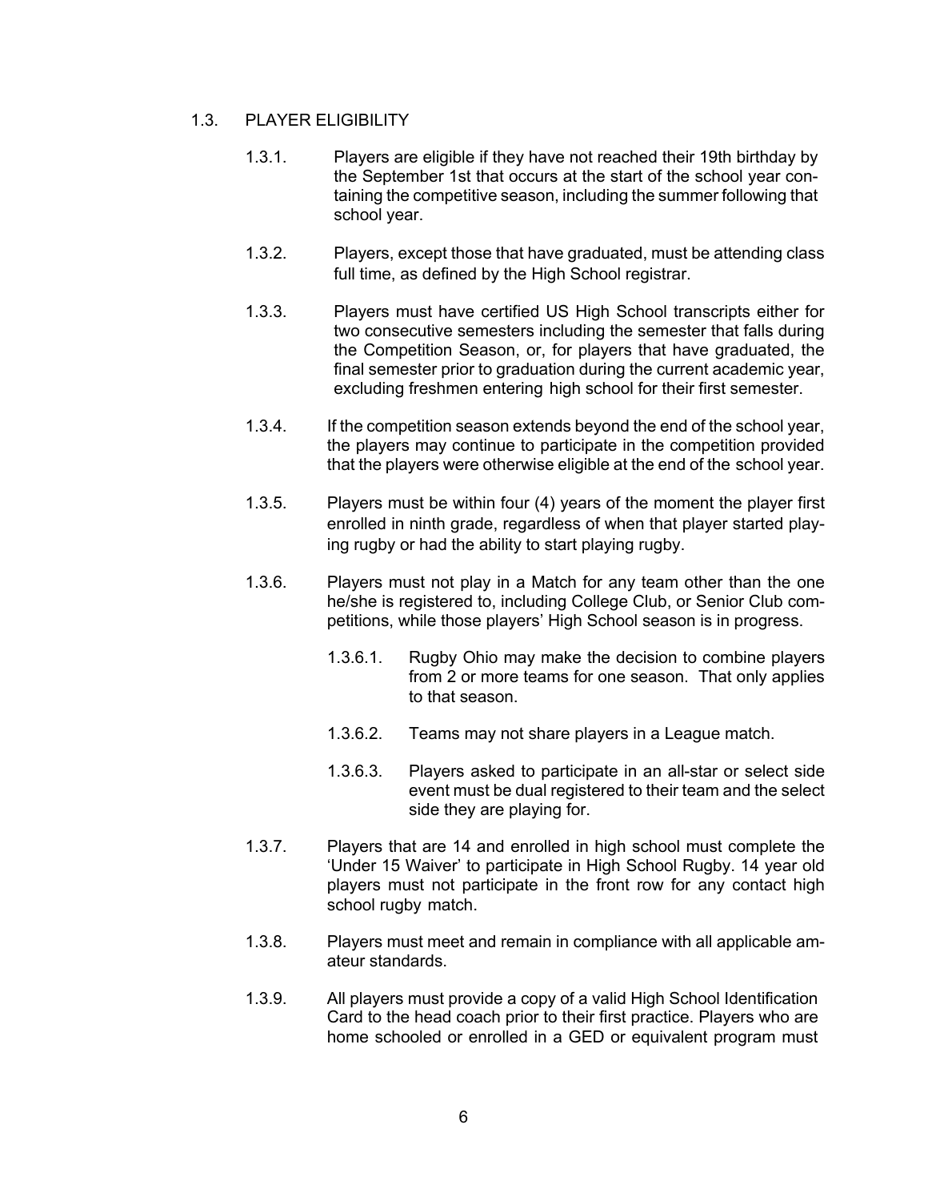## 1.3. PLAYER ELIGIBILITY

1.3.1. Players are eligible if they have not reached their 19th birthday by the September 1st that occurs at the start of the school year containing the competitive season, including the summer following that school year.

1.3.2. Players, except those that have graduated, must be attending class full time, as defined by the High School registrar.

1.3.3. Players must have certified US High School transcripts either for two consecutive semesters including the semester that falls during the Competition Season, or, for players that have graduated, the final semester prior to graduation during the current academic year, excluding freshmen entering high school for their first semester.

1.3.4. If the competition season extends beyond the end of the school year, the players may continue to participate in the competition provided that the players were otherwise eligible at the end of the school year.

1.3.5. Players must be within four (4) years of the moment the player first enrolled in ninth grade, regardless of when that player started playing rugby or had the ability to start playing rugby.

1.3.6. Players must not play in a Match for any team other than the one he/she is registered to, including College Club, or Senior Club competitions, while those players' High School season is in progress.

1.3.6.1. Rugby Ohio may make the decision to combine players from 2 or more teams for one season. That only applies to that season.

1.3.6.2. Teams may not share players in a League match.

1.3.6.3. Players asked to participate in an all-star or select side event must be dual registered to their team and the select side they are playing for.

1.3.7. Players that are 14 and enrolled in high school must complete the 'Under 15 Waiver' to participate in High School Rugby. 14 year old players must not participate in the front row for any contact high school rugby match.

1.3.8. Players must meet and remain in compliance with all applicable amateur standards.

1.3.9. All players must provide a copy of a valid High School Identification Card to the head coach prior to their first practice. Players who are home schooled or enrolled in a GED or equivalent program must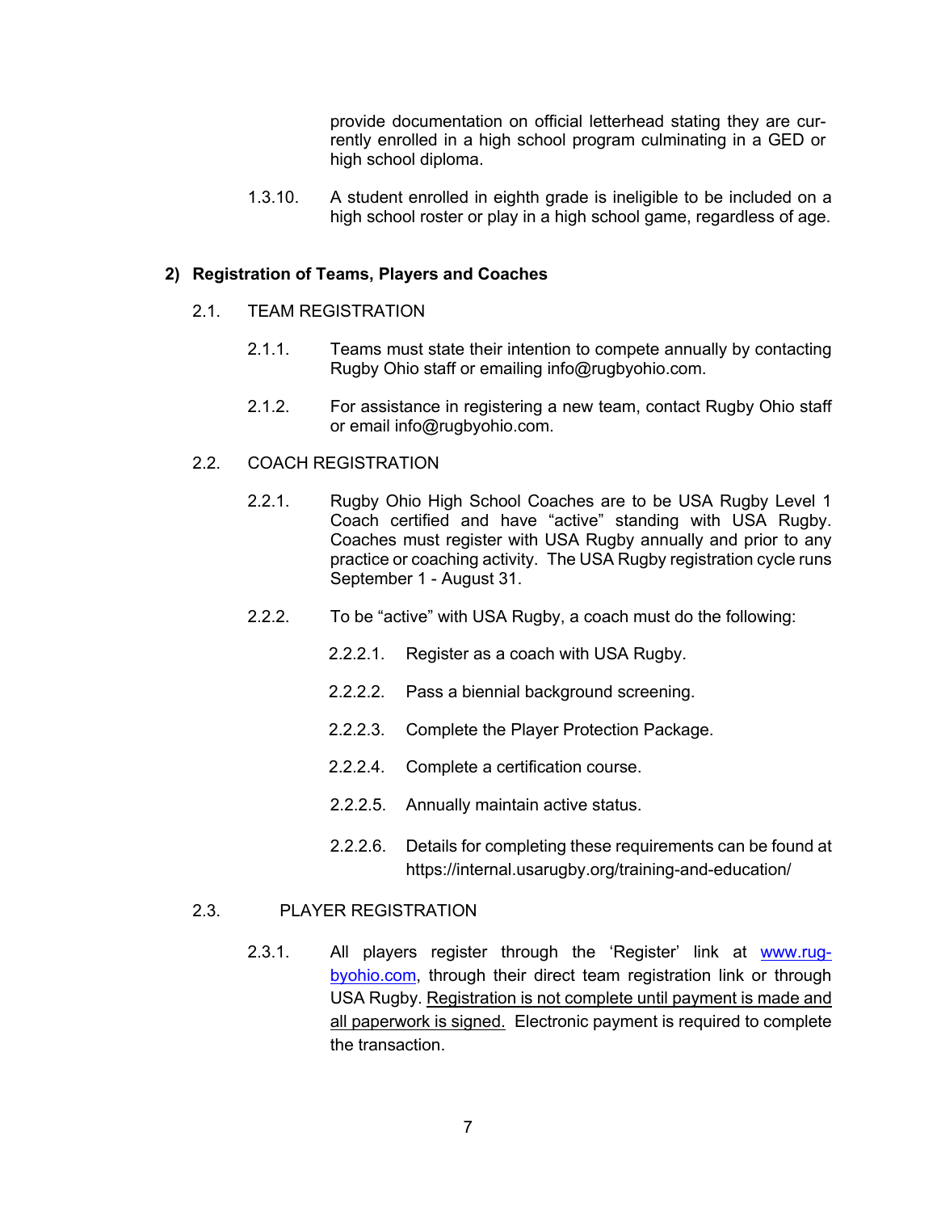provide documentation on official letterhead stating they are currently enrolled in a high school program culminating in a GED or high school diploma.

1.3.10. A student enrolled in eighth grade is ineligible to be included on a high school roster or play in a high school game, regardless of age.

## 2) Registration of Teams, Players and Coaches

### 2.1. TEAM REGISTRATION

2.1.1. Teams must state their intention to compete annually by contacting Rugby Ohio staff or emailing info@rugbyohio.com.

2.1.2. For assistance in registering a new team, contact Rugby Ohio staff or email info@rugbyohio.com.

### 2.2. COACH REGISTRATION

2.2.1. Rugby Ohio High School Coaches are to be USA Rugby Level 1 Coach certified and have "active" standing with USA Rugby. Coaches must register with USA Rugby annually and prior to any practice or coaching activity. The USA Rugby registration cycle runs September 1 - August 31.

2.2.2. To be "active" with USA Rugby, a coach must do the following:

- 2.2.2.1. Register as a coach with USA Rugby.
- 2.2.2.2. Pass a biennial background screening.
- 2.2.2.3. Complete the Player Protection Package.
- 2.2.2.4. Complete a certification course.
- 2.2.2.5. Annually maintain active status.
- 2.2.2.6. Details for completing these requirements can be found at https://internal.usarugby.org/training-and-education/

### 2.3. PLAYER REGISTRATION

2.3.1. All players register through the 'Register' link at [www.rugbyohio.com](www.rugbyohio.com), through their direct team registration link or through USA Rugby. Registration is not complete until payment is made and all paperwork is signed. Electronic payment is required to complete the transaction.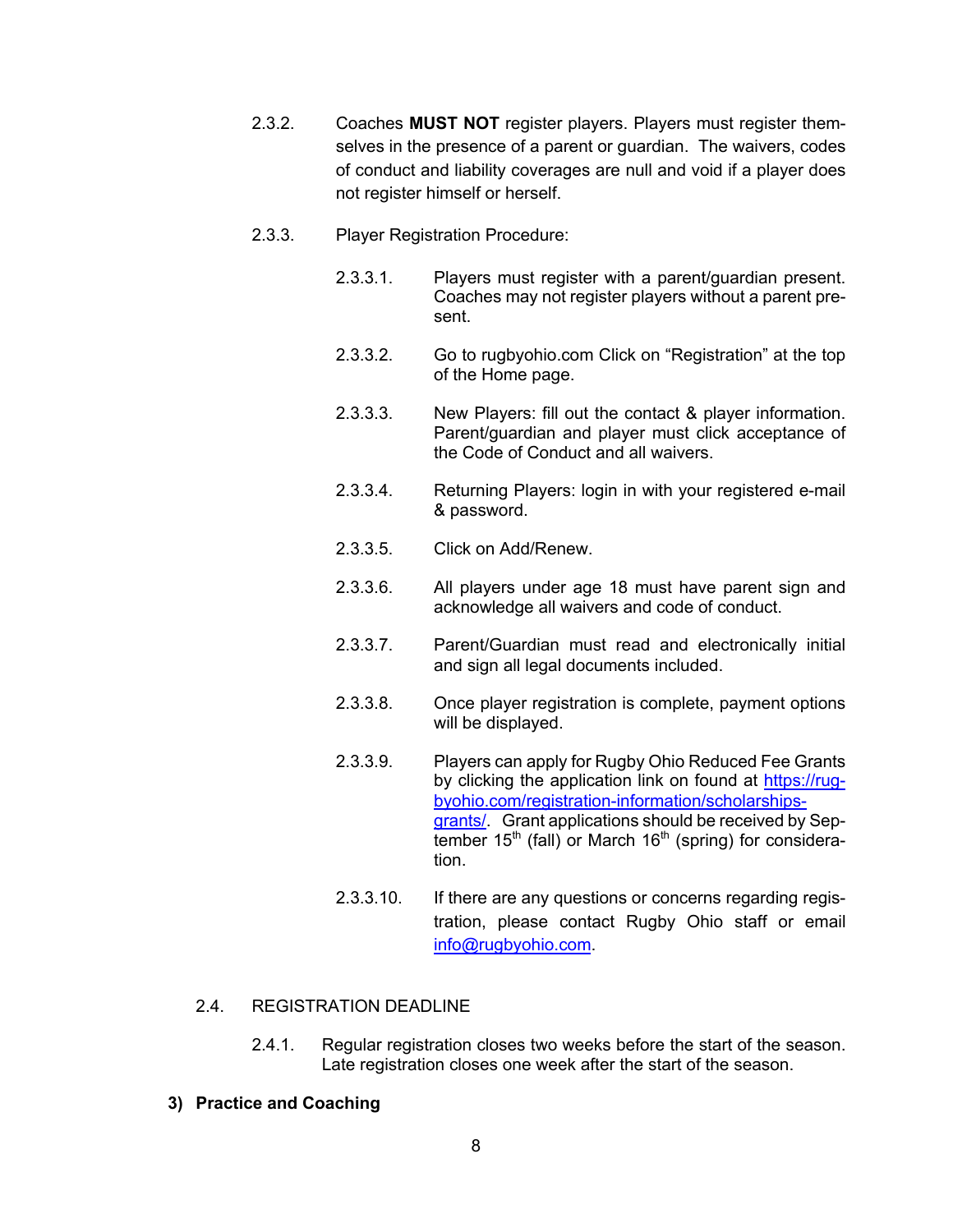2.3.2. Coaches **MUST NOT** register players. Players must register themselves in the presence of a parent or guardian. The waivers, codes of conduct and liability coverages are null and void if a player does not register himself or herself.

2.3.3. Player Registration Procedure:

2.3.3.1. Players must register with a parent/guardian present. Coaches may not register players without a parent present.

2.3.3.2. Go to rugbyohio.com Click on "Registration" at the top of the Home page.

2.3.3.3. New Players: fill out the contact & player information. Parent/guardian and player must click acceptance of the Code of Conduct and all waivers.

2.3.3.4. Returning Players: login in with your registered e-mail & password.

2.3.3.5. Click on Add/Renew.

2.3.3.6. All players under age 18 must have parent sign and acknowledge all waivers and code of conduct.

2.3.3.7. Parent/Guardian must read and electronically initial and sign all legal documents included.

2.3.3.8. Once player registration is complete, payment options will be displayed.

2.3.3.9. Players can apply for Rugby Ohio Reduced Fee Grants by clicking the application link on found at [https://rugbyohio.com/registration-information/scholarships-grants/](https://rugbyohio.com/registration-information/scholarships-grants/). Grant applications should be received by September 15th (fall) or March 16th (spring) for consideration.

2.3.3.10. If there are any questions or concerns regarding registration, please contact Rugby Ohio staff or email [info@rugbyohio.com](mailto:info@rugbyohio.com).

2.4. REGISTRATION DEADLINE

2.4.1. Regular registration closes two weeks before the start of the season. Late registration closes one week after the start of the season.

## 3) Practice and Coaching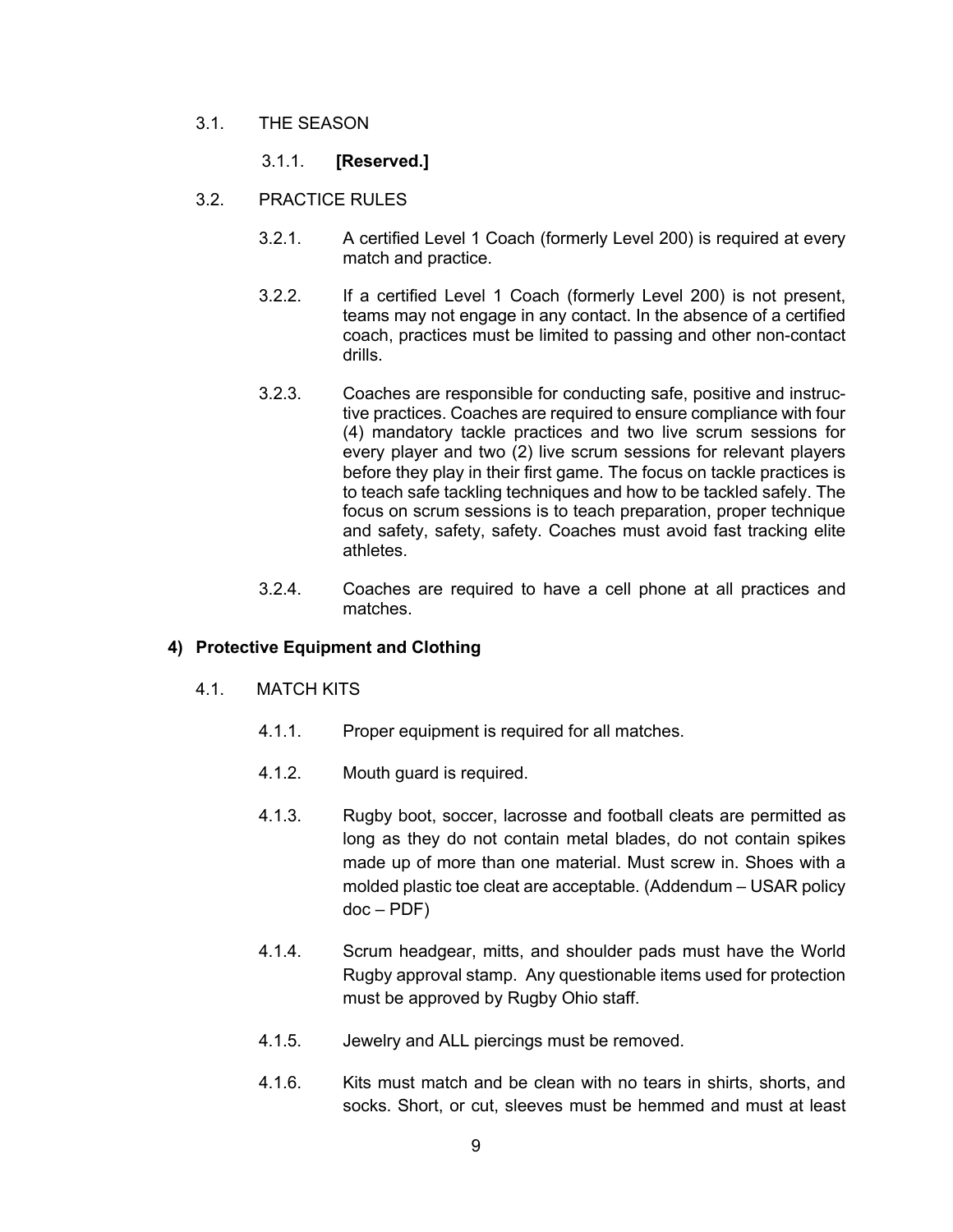3.1. THE SEASON

3.1.1. **[Reserved.]**

3.2. PRACTICE RULES

3.2.1. A certified Level 1 Coach (formerly Level 200) is required at every match and practice.

3.2.2. If a certified Level 1 Coach (formerly Level 200) is not present, teams may not engage in any contact. In the absence of a certified coach, practices must be limited to passing and other non-contact drills.

3.2.3. Coaches are responsible for conducting safe, positive and instructive practices. Coaches are required to ensure compliance with four (4) mandatory tackle practices and two live scrum sessions for every player and two (2) live scrum sessions for relevant players before they play in their first game. The focus on tackle practices is to teach safe tackling techniques and how to be tackled safely. The focus on scrum sessions is to teach preparation, proper technique and safety, safety, safety. Coaches must avoid fast tracking elite athletes.

3.2.4. Coaches are required to have a cell phone at all practices and matches.

## 4) Protective Equipment and Clothing

4.1. MATCH KITS

4.1.1. Proper equipment is required for all matches.

4.1.2. Mouth guard is required.

4.1.3. Rugby boot, soccer, lacrosse and football cleats are permitted as long as they do not contain metal blades, do not contain spikes made up of more than one material. Must screw in. Shoes with a molded plastic toe cleat are acceptable. (Addendum – USAR policy doc – PDF)

4.1.4. Scrum headgear, mitts, and shoulder pads must have the World Rugby approval stamp. Any questionable items used for protection must be approved by Rugby Ohio staff.

4.1.5. Jewelry and ALL piercings must be removed.

4.1.6. Kits must match and be clean with no tears in shirts, shorts, and socks. Short, or cut, sleeves must be hemmed and must at least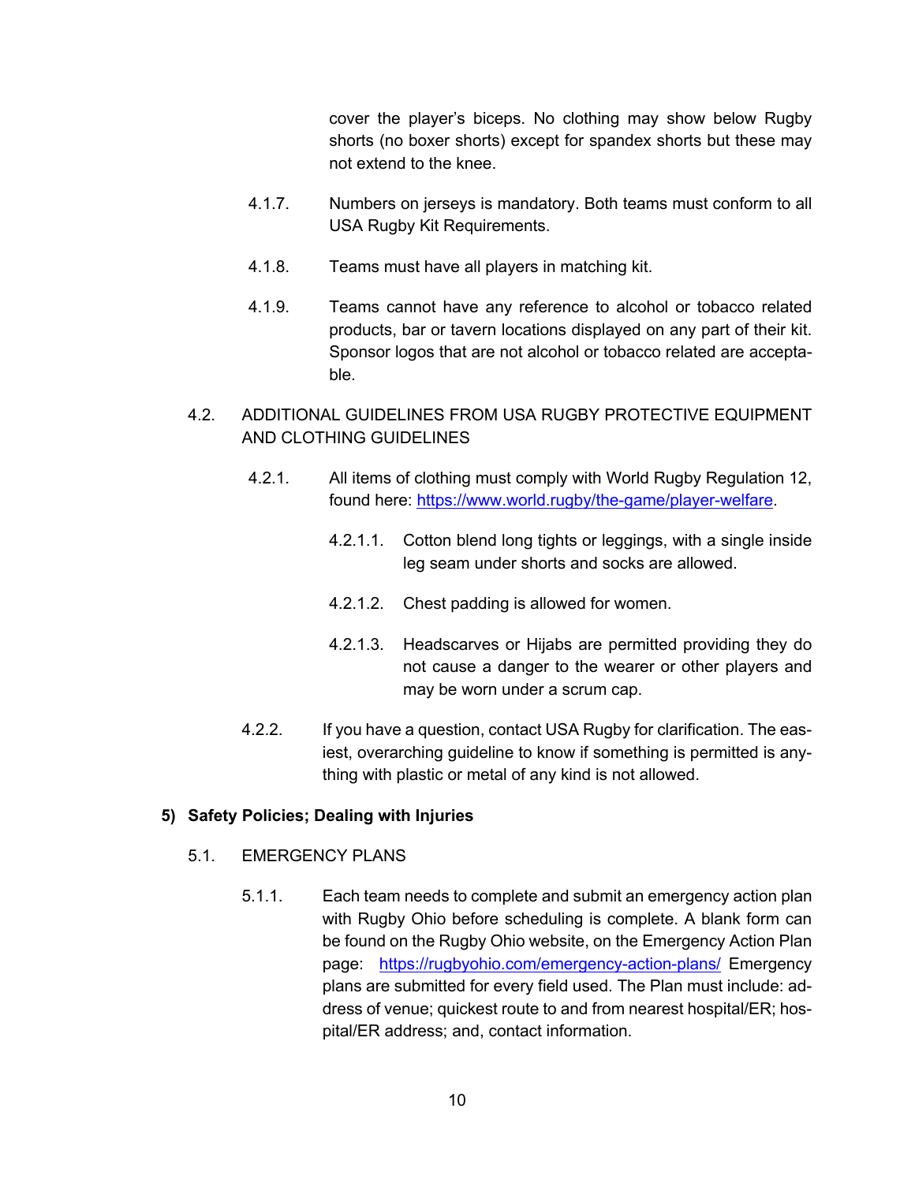cover the player's biceps. No clothing may show below Rugby shorts (no boxer shorts) except for spandex shorts but these may not extend to the knee.

4.1.7. Numbers on jerseys is mandatory. Both teams must conform to all USA Rugby Kit Requirements.

4.1.8. Teams must have all players in matching kit.

4.1.9. Teams cannot have any reference to alcohol or tobacco related products, bar or tavern locations displayed on any part of their kit. Sponsor logos that are not alcohol or tobacco related are acceptable.

4.2. ADDITIONAL GUIDELINES FROM USA RUGBY PROTECTIVE EQUIPMENT AND CLOTHING GUIDELINES

4.2.1. All items of clothing must comply with World Rugby Regulation 12, found here: https://www.world.rugby/the-game/player-welfare.

4.2.1.1. Cotton blend long tights or leggings, with a single inside leg seam under shorts and socks are allowed.

4.2.1.2. Chest padding is allowed for women.

4.2.1.3. Headscarves or Hijabs are permitted providing they do not cause a danger to the wearer or other players and may be worn under a scrum cap.

4.2.2. If you have a question, contact USA Rugby for clarification. The easiest, overarching guideline to know if something is permitted is anything with plastic or metal of any kind is not allowed.

## 5) Safety Policies; Dealing with Injuries

5.1. EMERGENCY PLANS

5.1.1. Each team needs to complete and submit an emergency action plan with Rugby Ohio before scheduling is complete. A blank form can be found on the Rugby Ohio website, on the Emergency Action Plan page: https://rugbyohio.com/emergency-action-plans/ Emergency plans are submitted for every field used. The Plan must include: address of venue; quickest route to and from nearest hospital/ER; hospital/ER address; and, contact information.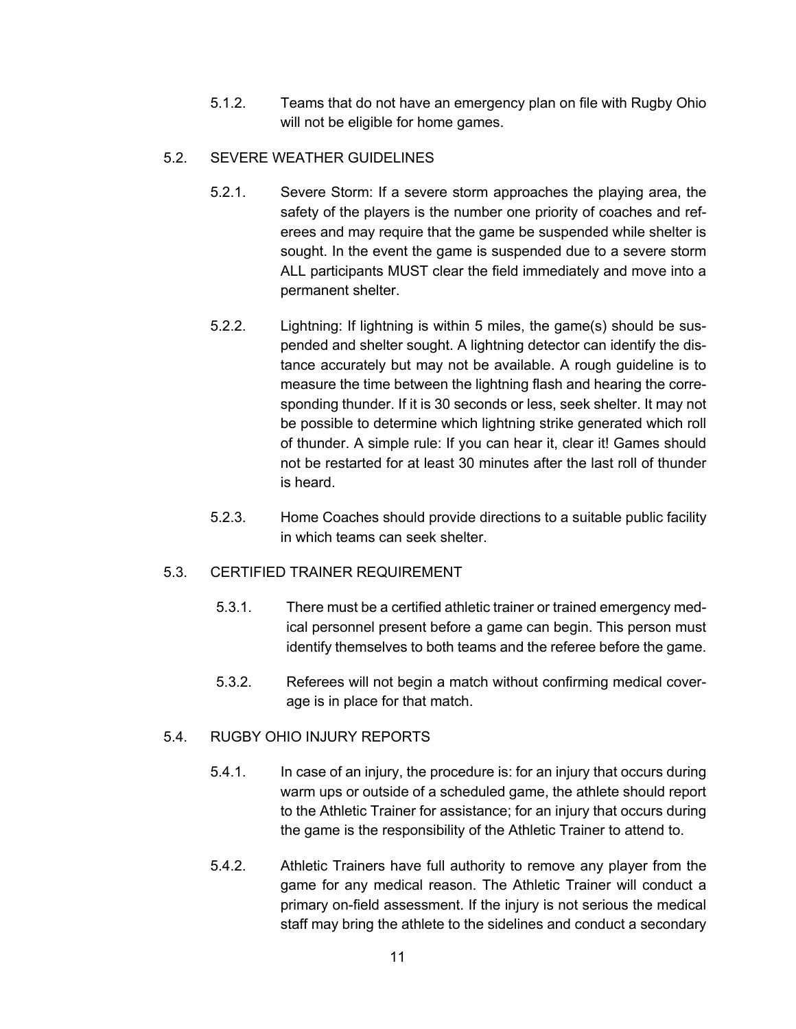5.1.2. Teams that do not have an emergency plan on file with Rugby Ohio will not be eligible for home games.

### 5.2. SEVERE WEATHER GUIDELINES

5.2.1. Severe Storm: If a severe storm approaches the playing area, the safety of the players is the number one priority of coaches and referees and may require that the game be suspended while shelter is sought. In the event the game is suspended due to a severe storm ALL participants MUST clear the field immediately and move into a permanent shelter.

5.2.2. Lightning: If lightning is within 5 miles, the game(s) should be suspended and shelter sought. A lightning detector can identify the distance accurately but may not be available. A rough guideline is to measure the time between the lightning flash and hearing the corresponding thunder. If it is 30 seconds or less, seek shelter. It may not be possible to determine which lightning strike generated which roll of thunder. A simple rule: If you can hear it, clear it! Games should not be restarted for at least 30 minutes after the last roll of thunder is heard.

5.2.3. Home Coaches should provide directions to a suitable public facility in which teams can seek shelter.

### 5.3. CERTIFIED TRAINER REQUIREMENT

5.3.1. There must be a certified athletic trainer or trained emergency medical personnel present before a game can begin. This person must identify themselves to both teams and the referee before the game.

5.3.2. Referees will not begin a match without confirming medical coverage is in place for that match.

### 5.4. RUGBY OHIO INJURY REPORTS

5.4.1. In case of an injury, the procedure is: for an injury that occurs during warm ups or outside of a scheduled game, the athlete should report to the Athletic Trainer for assistance; for an injury that occurs during the game is the responsibility of the Athletic Trainer to attend to.

5.4.2. Athletic Trainers have full authority to remove any player from the game for any medical reason. The Athletic Trainer will conduct a primary on-field assessment. If the injury is not serious the medical staff may bring the athlete to the sidelines and conduct a secondary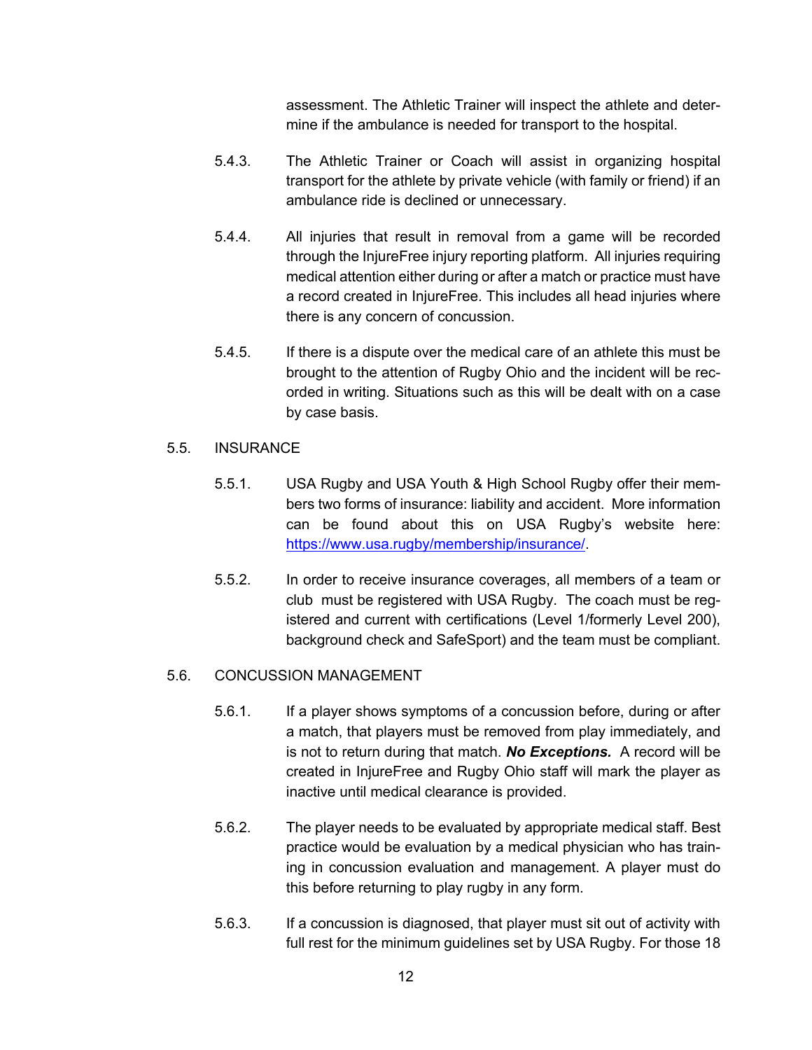assessment. The Athletic Trainer will inspect the athlete and determine if the ambulance is needed for transport to the hospital.

5.4.3. The Athletic Trainer or Coach will assist in organizing hospital transport for the athlete by private vehicle (with family or friend) if an ambulance ride is declined or unnecessary.

5.4.4. All injuries that result in removal from a game will be recorded through the InjureFree injury reporting platform. All injuries requiring medical attention either during or after a match or practice must have a record created in InjureFree. This includes all head injuries where there is any concern of concussion.

5.4.5. If there is a dispute over the medical care of an athlete this must be brought to the attention of Rugby Ohio and the incident will be recorded in writing. Situations such as this will be dealt with on a case by case basis.

## 5.5. INSURANCE

5.5.1. USA Rugby and USA Youth & High School Rugby offer their members two forms of insurance: liability and accident. More information can be found about this on USA Rugby's website here: [https://www.usa.rugby/membership/insurance/](https://www.usa.rugby/membership/insurance/).

5.5.2. In order to receive insurance coverages, all members of a team or club must be registered with USA Rugby. The coach must be registered and current with certifications (Level 1/formerly Level 200), background check and SafeSport) and the team must be compliant.

## 5.6. CONCUSSION MANAGEMENT

5.6.1. If a player shows symptoms of a concussion before, during or after a match, that players must be removed from play immediately, and is not to return during that match. ***No Exceptions.*** A record will be created in InjureFree and Rugby Ohio staff will mark the player as inactive until medical clearance is provided.

5.6.2. The player needs to be evaluated by appropriate medical staff. Best practice would be evaluation by a medical physician who has training in concussion evaluation and management. A player must do this before returning to play rugby in any form.

5.6.3. If a concussion is diagnosed, that player must sit out of activity with full rest for the minimum guidelines set by USA Rugby. For those 18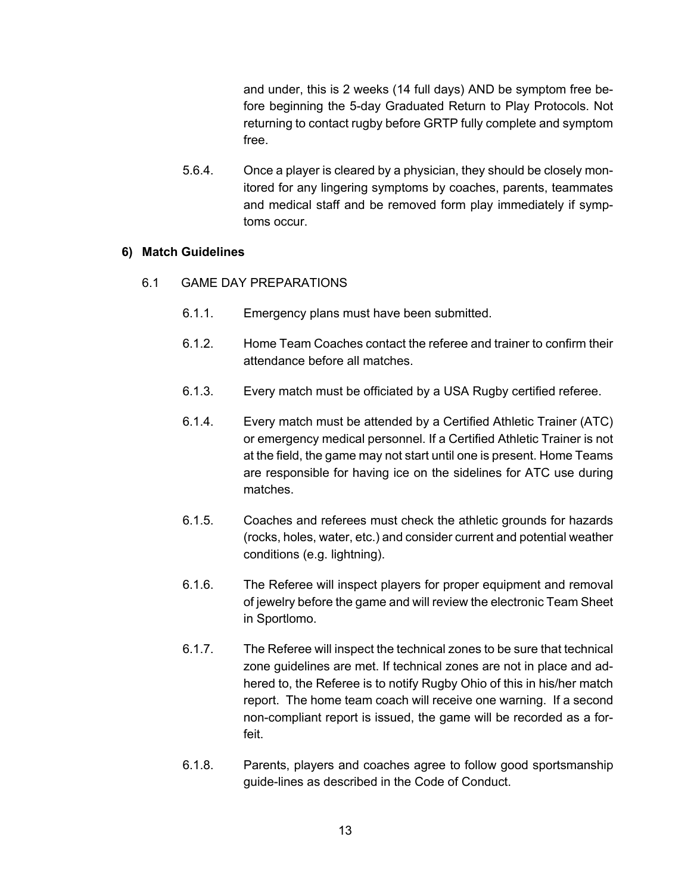and under, this is 2 weeks (14 full days) AND be symptom free before beginning the 5-day Graduated Return to Play Protocols. Not returning to contact rugby before GRTP fully complete and symptom free.

5.6.4. Once a player is cleared by a physician, they should be closely monitored for any lingering symptoms by coaches, parents, teammates and medical staff and be removed form play immediately if symptoms occur.

## 6) Match Guidelines

### 6.1 GAME DAY PREPARATIONS

6.1.1. Emergency plans must have been submitted.

6.1.2. Home Team Coaches contact the referee and trainer to confirm their attendance before all matches.

6.1.3. Every match must be officiated by a USA Rugby certified referee.

6.1.4. Every match must be attended by a Certified Athletic Trainer (ATC) or emergency medical personnel. If a Certified Athletic Trainer is not at the field, the game may not start until one is present. Home Teams are responsible for having ice on the sidelines for ATC use during matches.

6.1.5. Coaches and referees must check the athletic grounds for hazards (rocks, holes, water, etc.) and consider current and potential weather conditions (e.g. lightning).

6.1.6. The Referee will inspect players for proper equipment and removal of jewelry before the game and will review the electronic Team Sheet in Sportlomo.

6.1.7. The Referee will inspect the technical zones to be sure that technical zone guidelines are met. If technical zones are not in place and adhered to, the Referee is to notify Rugby Ohio of this in his/her match report. The home team coach will receive one warning. If a second non-compliant report is issued, the game will be recorded as a forfeit.

6.1.8. Parents, players and coaches agree to follow good sportsmanship guide-lines as described in the Code of Conduct.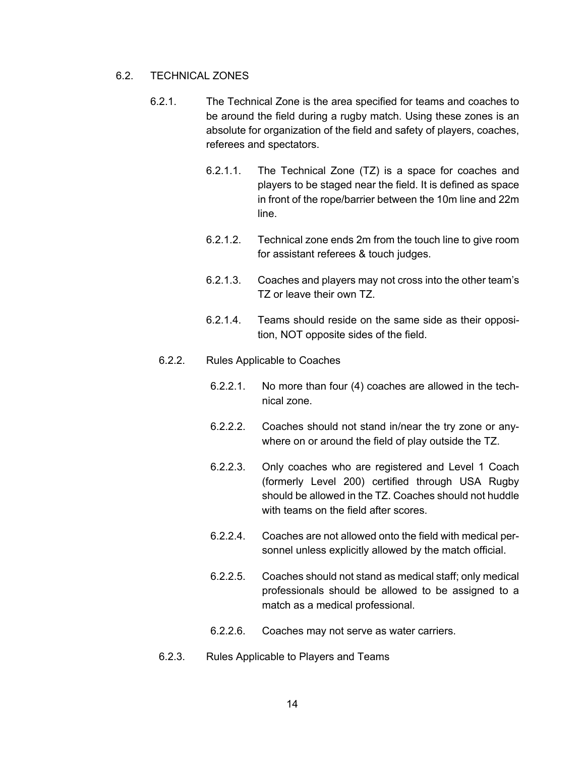## 6.2. TECHNICAL ZONES

6.2.1. The Technical Zone is the area specified for teams and coaches to be around the field during a rugby match. Using these zones is an absolute for organization of the field and safety of players, coaches, referees and spectators.

6.2.1.1. The Technical Zone (TZ) is a space for coaches and players to be staged near the field. It is defined as space in front of the rope/barrier between the 10m line and 22m line.

6.2.1.2. Technical zone ends 2m from the touch line to give room for assistant referees & touch judges.

6.2.1.3. Coaches and players may not cross into the other team's TZ or leave their own TZ.

6.2.1.4. Teams should reside on the same side as their opposition, NOT opposite sides of the field.

6.2.2. Rules Applicable to Coaches

6.2.2.1. No more than four (4) coaches are allowed in the technical zone.

6.2.2.2. Coaches should not stand in/near the try zone or anywhere on or around the field of play outside the TZ.

6.2.2.3. Only coaches who are registered and Level 1 Coach (formerly Level 200) certified through USA Rugby should be allowed in the TZ. Coaches should not huddle with teams on the field after scores.

6.2.2.4. Coaches are not allowed onto the field with medical personnel unless explicitly allowed by the match official.

6.2.2.5. Coaches should not stand as medical staff; only medical professionals should be allowed to be assigned to a match as a medical professional.

6.2.2.6. Coaches may not serve as water carriers.

6.2.3. Rules Applicable to Players and Teams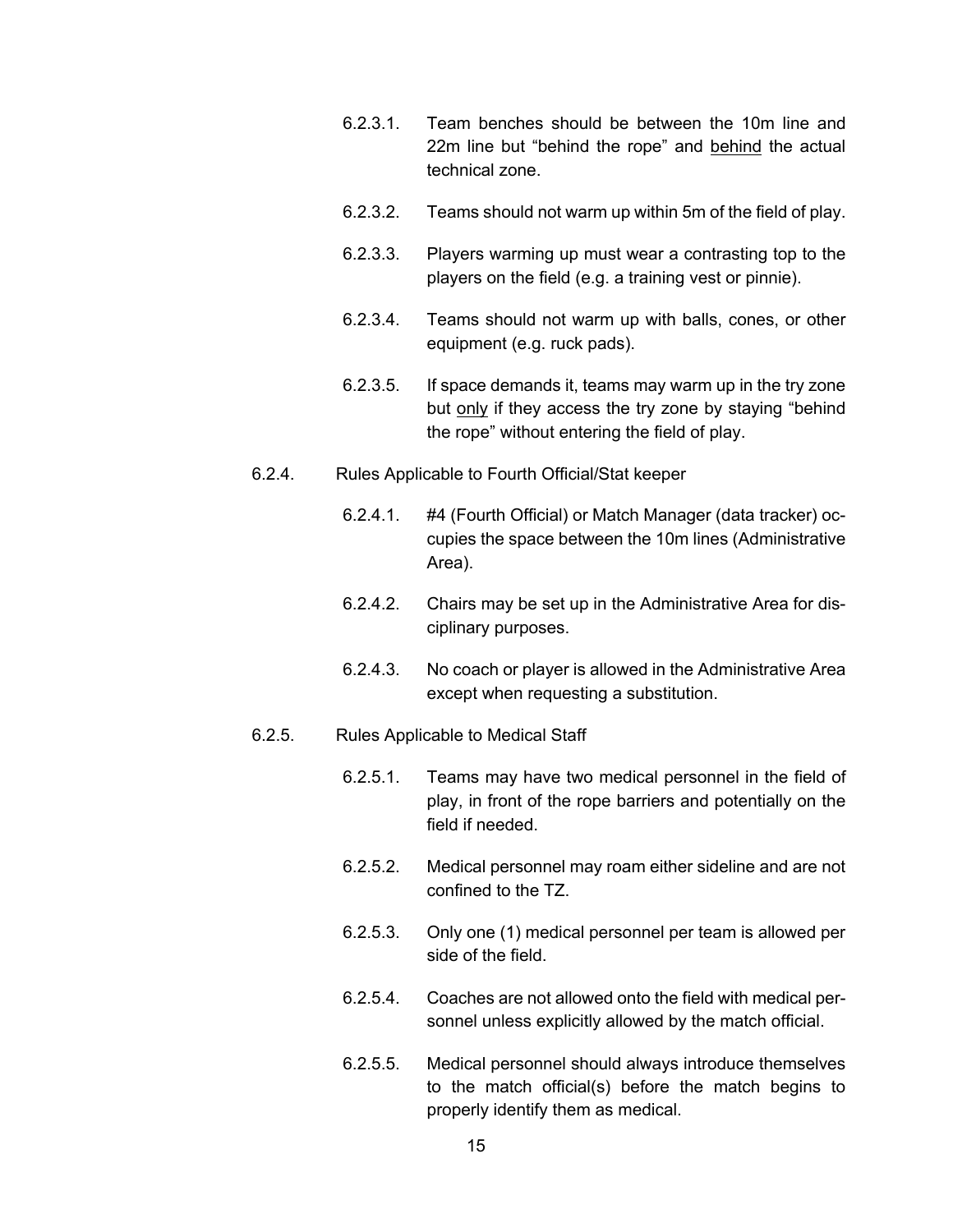6.2.3.1. Team benches should be between the 10m line and 22m line but "behind the rope" and <u>behind</u> the actual technical zone.

6.2.3.2. Teams should not warm up within 5m of the field of play.

6.2.3.3. Players warming up must wear a contrasting top to the players on the field (e.g. a training vest or pinnie).

6.2.3.4. Teams should not warm up with balls, cones, or other equipment (e.g. ruck pads).

6.2.3.5. If space demands it, teams may warm up in the try zone but <u>only</u> if they access the try zone by staying "behind the rope" without entering the field of play.

6.2.4. Rules Applicable to Fourth Official/Stat keeper

6.2.4.1. #4 (Fourth Official) or Match Manager (data tracker) occupies the space between the 10m lines (Administrative Area).

6.2.4.2. Chairs may be set up in the Administrative Area for disciplinary purposes.

6.2.4.3. No coach or player is allowed in the Administrative Area except when requesting a substitution.

6.2.5. Rules Applicable to Medical Staff

6.2.5.1. Teams may have two medical personnel in the field of play, in front of the rope barriers and potentially on the field if needed.

6.2.5.2. Medical personnel may roam either sideline and are not confined to the TZ.

6.2.5.3. Only one (1) medical personnel per team is allowed per side of the field.

6.2.5.4. Coaches are not allowed onto the field with medical personnel unless explicitly allowed by the match official.

6.2.5.5. Medical personnel should always introduce themselves to the match official(s) before the match begins to properly identify them as medical.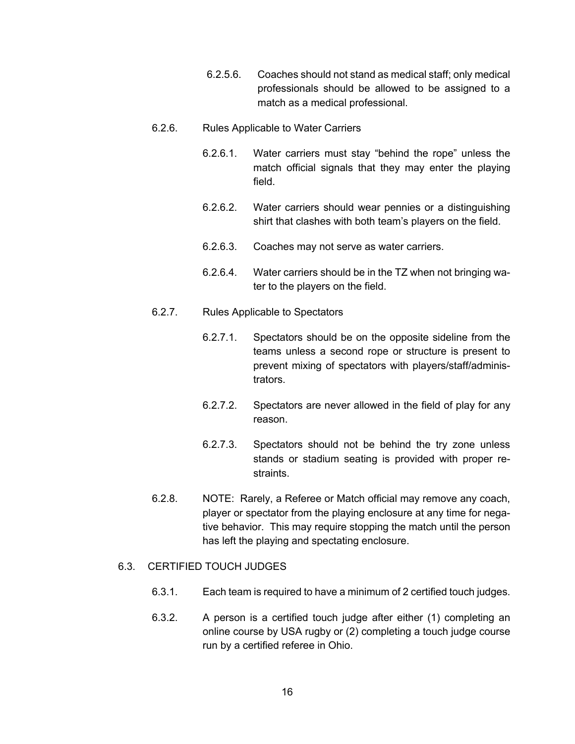6.2.5.6. Coaches should not stand as medical staff; only medical professionals should be allowed to be assigned to a match as a medical professional.

6.2.6. Rules Applicable to Water Carriers

6.2.6.1. Water carriers must stay “behind the rope” unless the match official signals that they may enter the playing field.

6.2.6.2. Water carriers should wear pennies or a distinguishing shirt that clashes with both team’s players on the field.

6.2.6.3. Coaches may not serve as water carriers.

6.2.6.4. Water carriers should be in the TZ when not bringing water to the players on the field.

6.2.7. Rules Applicable to Spectators

6.2.7.1. Spectators should be on the opposite sideline from the teams unless a second rope or structure is present to prevent mixing of spectators with players/staff/administrators.

6.2.7.2. Spectators are never allowed in the field of play for any reason.

6.2.7.3. Spectators should not be behind the try zone unless stands or stadium seating is provided with proper restraints.

6.2.8. NOTE: Rarely, a Referee or Match official may remove any coach, player or spectator from the playing enclosure at any time for negative behavior. This may require stopping the match until the person has left the playing and spectating enclosure.

## 6.3. CERTIFIED TOUCH JUDGES

6.3.1. Each team is required to have a minimum of 2 certified touch judges.

6.3.2. A person is a certified touch judge after either (1) completing an online course by USA rugby or (2) completing a touch judge course run by a certified referee in Ohio.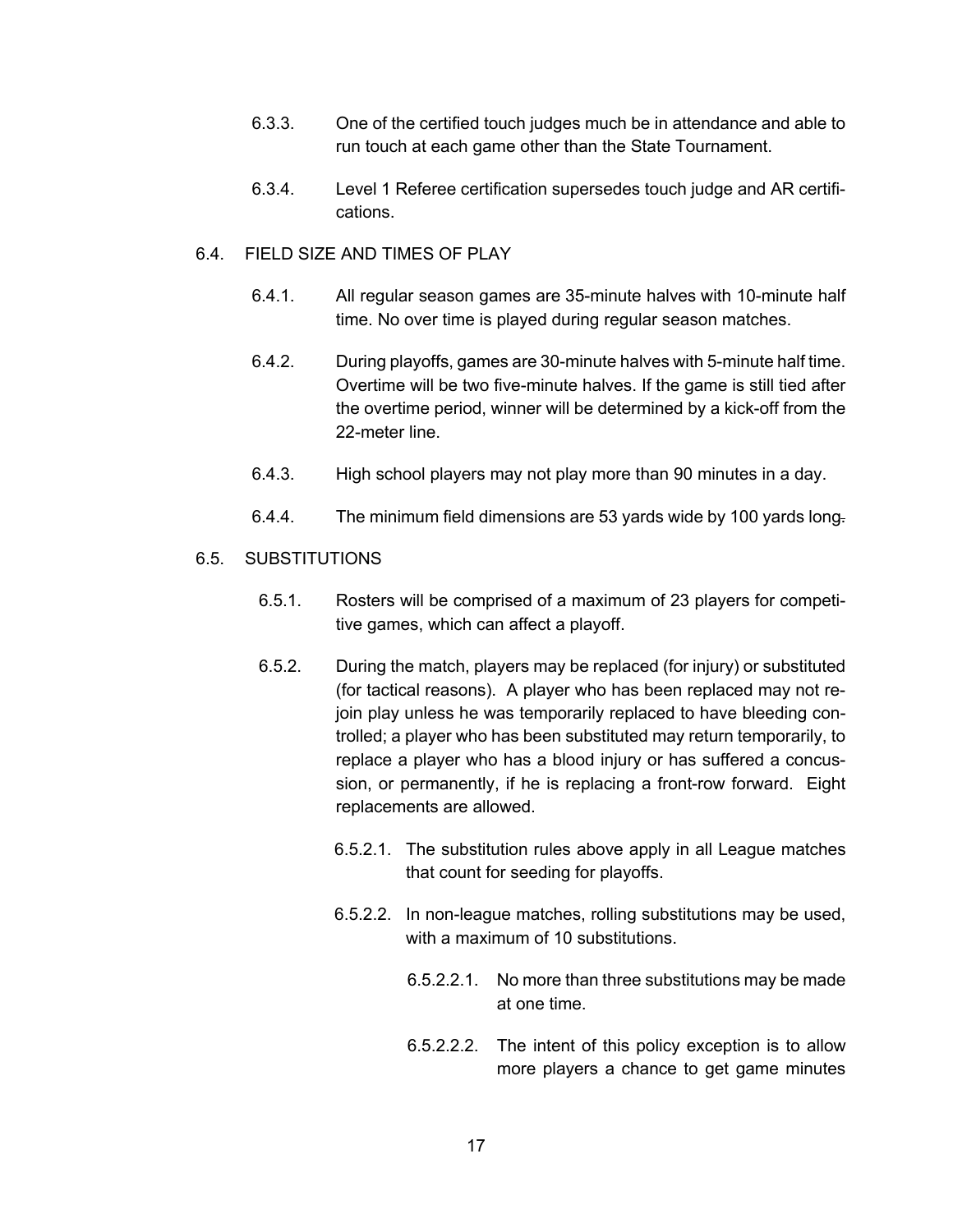6.3.3. One of the certified touch judges much be in attendance and able to run touch at each game other than the State Tournament.

6.3.4. Level 1 Referee certification supersedes touch judge and AR certifications.

6.4. FIELD SIZE AND TIMES OF PLAY

6.4.1. All regular season games are 35-minute halves with 10-minute half time. No over time is played during regular season matches.

6.4.2. During playoffs, games are 30-minute halves with 5-minute half time. Overtime will be two five-minute halves. If the game is still tied after the overtime period, winner will be determined by a kick-off from the 22-meter line.

6.4.3. High school players may not play more than 90 minutes in a day.

6.4.4. The minimum field dimensions are 53 yards wide by 100 yards long.

6.5. SUBSTITUTIONS

6.5.1. Rosters will be comprised of a maximum of 23 players for competitive games, which can affect a playoff.

6.5.2. During the match, players may be replaced (for injury) or substituted (for tactical reasons). A player who has been replaced may not rejoin play unless he was temporarily replaced to have bleeding controlled; a player who has been substituted may return temporarily, to replace a player who has a blood injury or has suffered a concussion, or permanently, if he is replacing a front-row forward. Eight replacements are allowed.

6.5.2.1. The substitution rules above apply in all League matches that count for seeding for playoffs.

6.5.2.2. In non-league matches, rolling substitutions may be used, with a maximum of 10 substitutions.

6.5.2.2.1. No more than three substitutions may be made at one time.

6.5.2.2.2. The intent of this policy exception is to allow more players a chance to get game minutes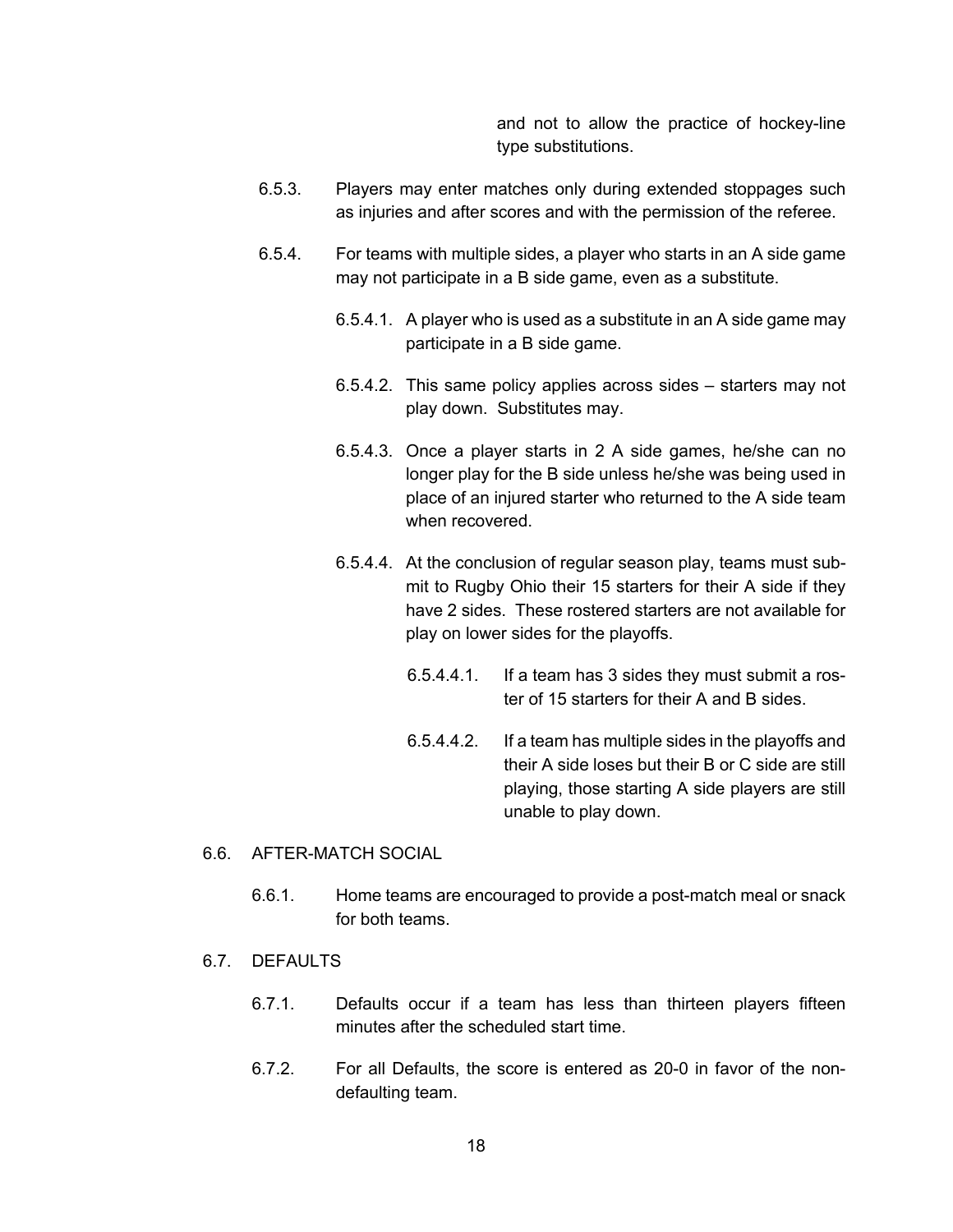and not to allow the practice of hockey-line type substitutions.

6.5.3. Players may enter matches only during extended stoppages such as injuries and after scores and with the permission of the referee.

6.5.4. For teams with multiple sides, a player who starts in an A side game may not participate in a B side game, even as a substitute.

6.5.4.1. A player who is used as a substitute in an A side game may participate in a B side game.

6.5.4.2. This same policy applies across sides – starters may not play down. Substitutes may.

6.5.4.3. Once a player starts in 2 A side games, he/she can no longer play for the B side unless he/she was being used in place of an injured starter who returned to the A side team when recovered.

6.5.4.4. At the conclusion of regular season play, teams must submit to Rugby Ohio their 15 starters for their A side if they have 2 sides. These rostered starters are not available for play on lower sides for the playoffs.

6.5.4.4.1. If a team has 3 sides they must submit a roster of 15 starters for their A and B sides.

6.5.4.4.2. If a team has multiple sides in the playoffs and their A side loses but their B or C side are still playing, those starting A side players are still unable to play down.

6.6. AFTER-MATCH SOCIAL

6.6.1. Home teams are encouraged to provide a post-match meal or snack for both teams.

6.7. DEFAULTS

6.7.1. Defaults occur if a team has less than thirteen players fifteen minutes after the scheduled start time.

6.7.2. For all Defaults, the score is entered as 20-0 in favor of the non-defaulting team.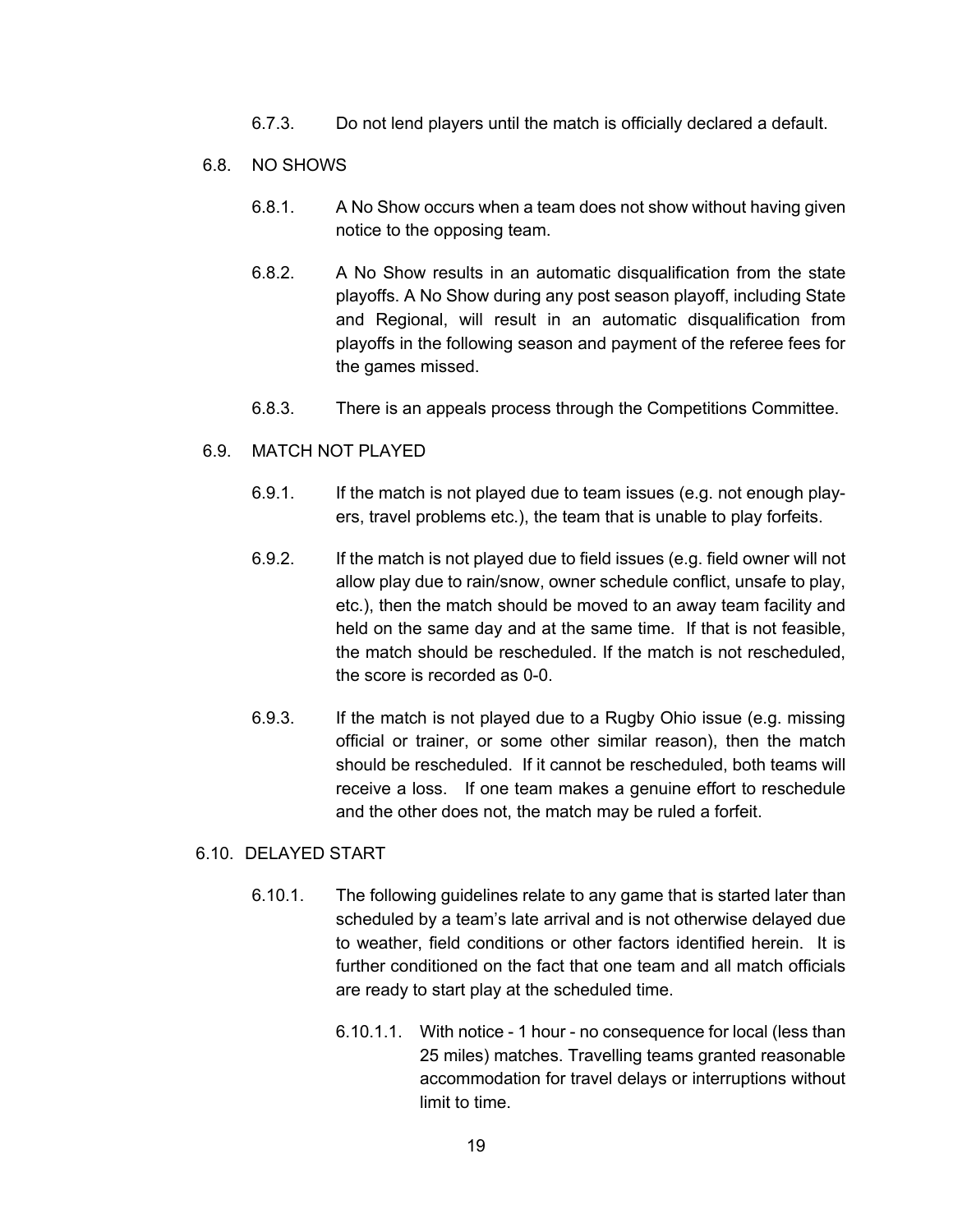6.7.3. Do not lend players until the match is officially declared a default.

6.8. NO SHOWS

6.8.1. A No Show occurs when a team does not show without having given notice to the opposing team.

6.8.2. A No Show results in an automatic disqualification from the state playoffs. A No Show during any post season playoff, including State and Regional, will result in an automatic disqualification from playoffs in the following season and payment of the referee fees for the games missed.

6.8.3. There is an appeals process through the Competitions Committee.

6.9. MATCH NOT PLAYED

6.9.1. If the match is not played due to team issues (e.g. not enough players, travel problems etc.), the team that is unable to play forfeits.

6.9.2. If the match is not played due to field issues (e.g. field owner will not allow play due to rain/snow, owner schedule conflict, unsafe to play, etc.), then the match should be moved to an away team facility and held on the same day and at the same time. If that is not feasible, the match should be rescheduled. If the match is not rescheduled, the score is recorded as 0-0.

6.9.3. If the match is not played due to a Rugby Ohio issue (e.g. missing official or trainer, or some other similar reason), then the match should be rescheduled. If it cannot be rescheduled, both teams will receive a loss. If one team makes a genuine effort to reschedule and the other does not, the match may be ruled a forfeit.

6.10. DELAYED START

6.10.1. The following guidelines relate to any game that is started later than scheduled by a team's late arrival and is not otherwise delayed due to weather, field conditions or other factors identified herein. It is further conditioned on the fact that one team and all match officials are ready to start play at the scheduled time.

6.10.1.1. With notice - 1 hour - no consequence for local (less than 25 miles) matches. Travelling teams granted reasonable accommodation for travel delays or interruptions without limit to time.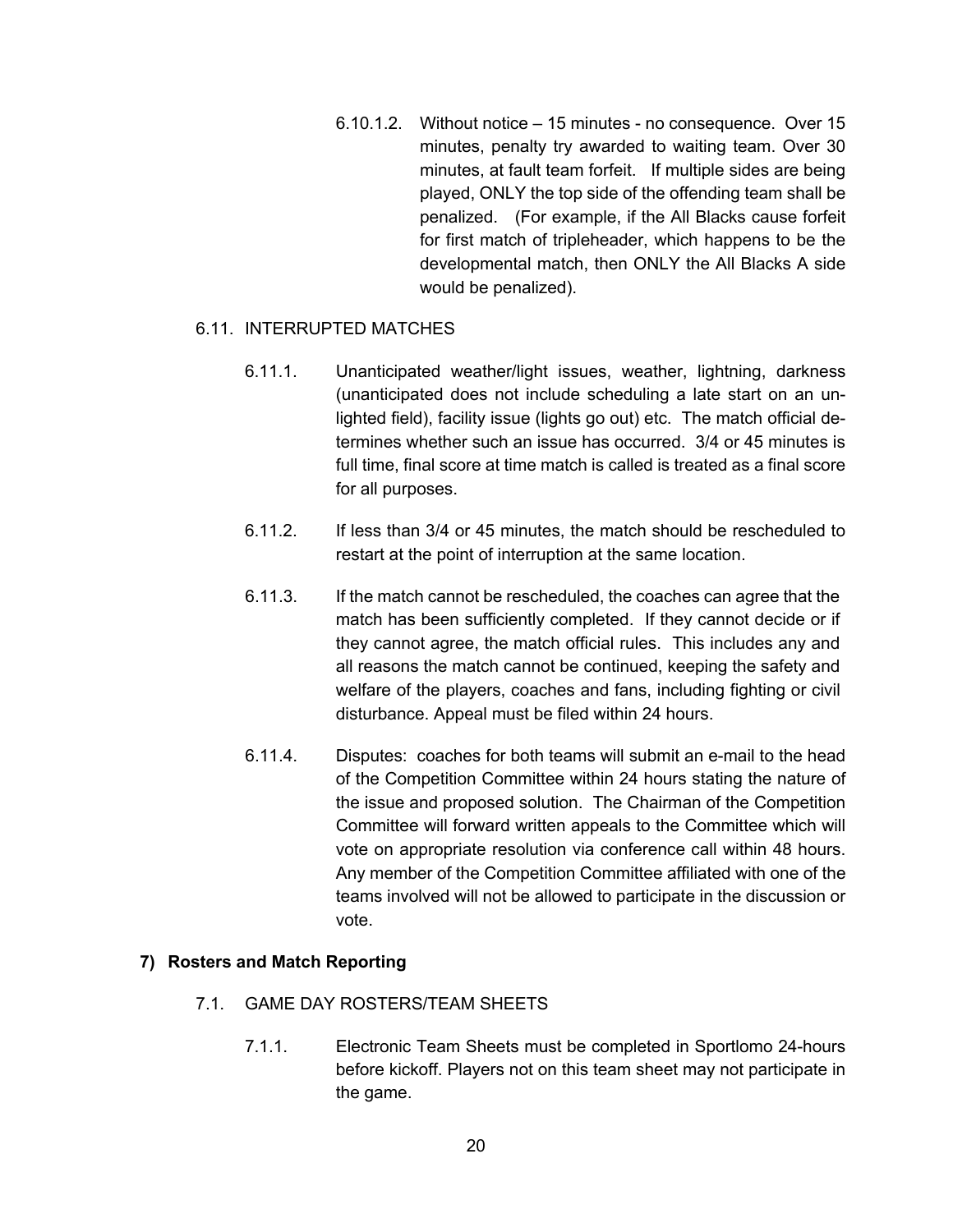6.10.1.2. Without notice – 15 minutes - no consequence. Over 15 minutes, penalty try awarded to waiting team. Over 30 minutes, at fault team forfeit. If multiple sides are being played, ONLY the top side of the offending team shall be penalized. (For example, if the All Blacks cause forfeit for first match of tripleheader, which happens to be the developmental match, then ONLY the All Blacks A side would be penalized).

6.11. INTERRUPTED MATCHES

6.11.1. Unanticipated weather/light issues, weather, lightning, darkness (unanticipated does not include scheduling a late start on an un-lighted field), facility issue (lights go out) etc. The match official determines whether such an issue has occurred. 3/4 or 45 minutes is full time, final score at time match is called is treated as a final score for all purposes.

6.11.2. If less than 3/4 or 45 minutes, the match should be rescheduled to restart at the point of interruption at the same location.

6.11.3. If the match cannot be rescheduled, the coaches can agree that the match has been sufficiently completed. If they cannot decide or if they cannot agree, the match official rules. This includes any and all reasons the match cannot be continued, keeping the safety and welfare of the players, coaches and fans, including fighting or civil disturbance. Appeal must be filed within 24 hours.

6.11.4. Disputes: coaches for both teams will submit an e-mail to the head of the Competition Committee within 24 hours stating the nature of the issue and proposed solution. The Chairman of the Competition Committee will forward written appeals to the Committee which will vote on appropriate resolution via conference call within 48 hours. Any member of the Competition Committee affiliated with one of the teams involved will not be allowed to participate in the discussion or vote.

## 7) Rosters and Match Reporting

7.1. GAME DAY ROSTERS/TEAM SHEETS

7.1.1. Electronic Team Sheets must be completed in Sportlomo 24-hours before kickoff. Players not on this team sheet may not participate in the game.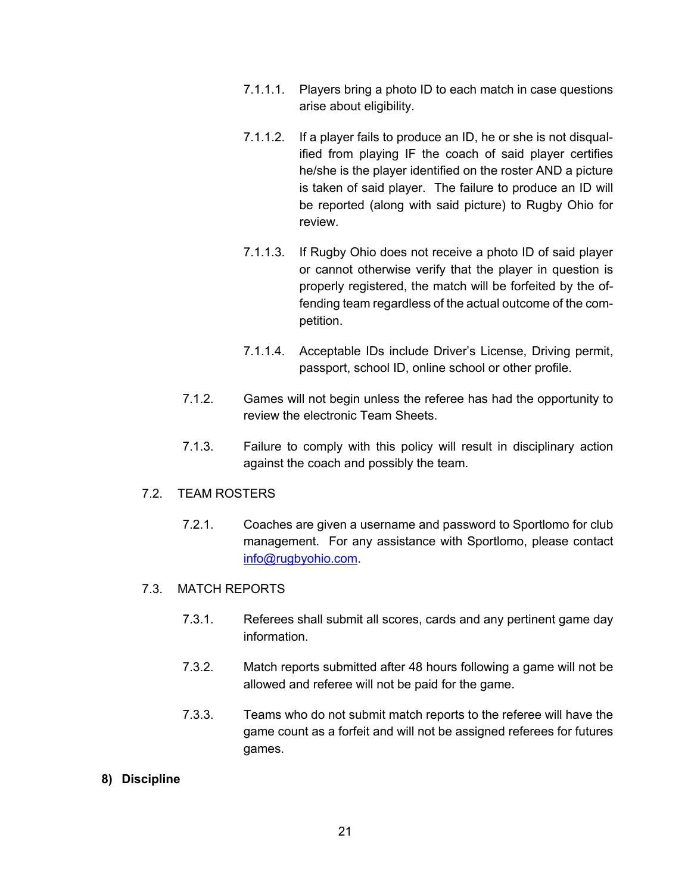7.1.1.1. Players bring a photo ID to each match in case questions arise about eligibility.

7.1.1.2. If a player fails to produce an ID, he or she is not disqualified from playing IF the coach of said player certifies he/she is the player identified on the roster AND a picture is taken of said player. The failure to produce an ID will be reported (along with said picture) to Rugby Ohio for review.

7.1.1.3. If Rugby Ohio does not receive a photo ID of said player or cannot otherwise verify that the player in question is properly registered, the match will be forfeited by the offending team regardless of the actual outcome of the competition.

7.1.1.4. Acceptable IDs include Driver's License, Driving permit, passport, school ID, online school or other profile.

7.1.2. Games will not begin unless the referee has had the opportunity to review the electronic Team Sheets.

7.1.3. Failure to comply with this policy will result in disciplinary action against the coach and possibly the team.

7.2. TEAM ROSTERS

7.2.1. Coaches are given a username and password to Sportlomo for club management. For any assistance with Sportlomo, please contact info@rugbyohio.com.

7.3. MATCH REPORTS

7.3.1. Referees shall submit all scores, cards and any pertinent game day information.

7.3.2. Match reports submitted after 48 hours following a game will not be allowed and referee will not be paid for the game.

7.3.3. Teams who do not submit match reports to the referee will have the game count as a forfeit and will not be assigned referees for futures games.

## 8) Discipline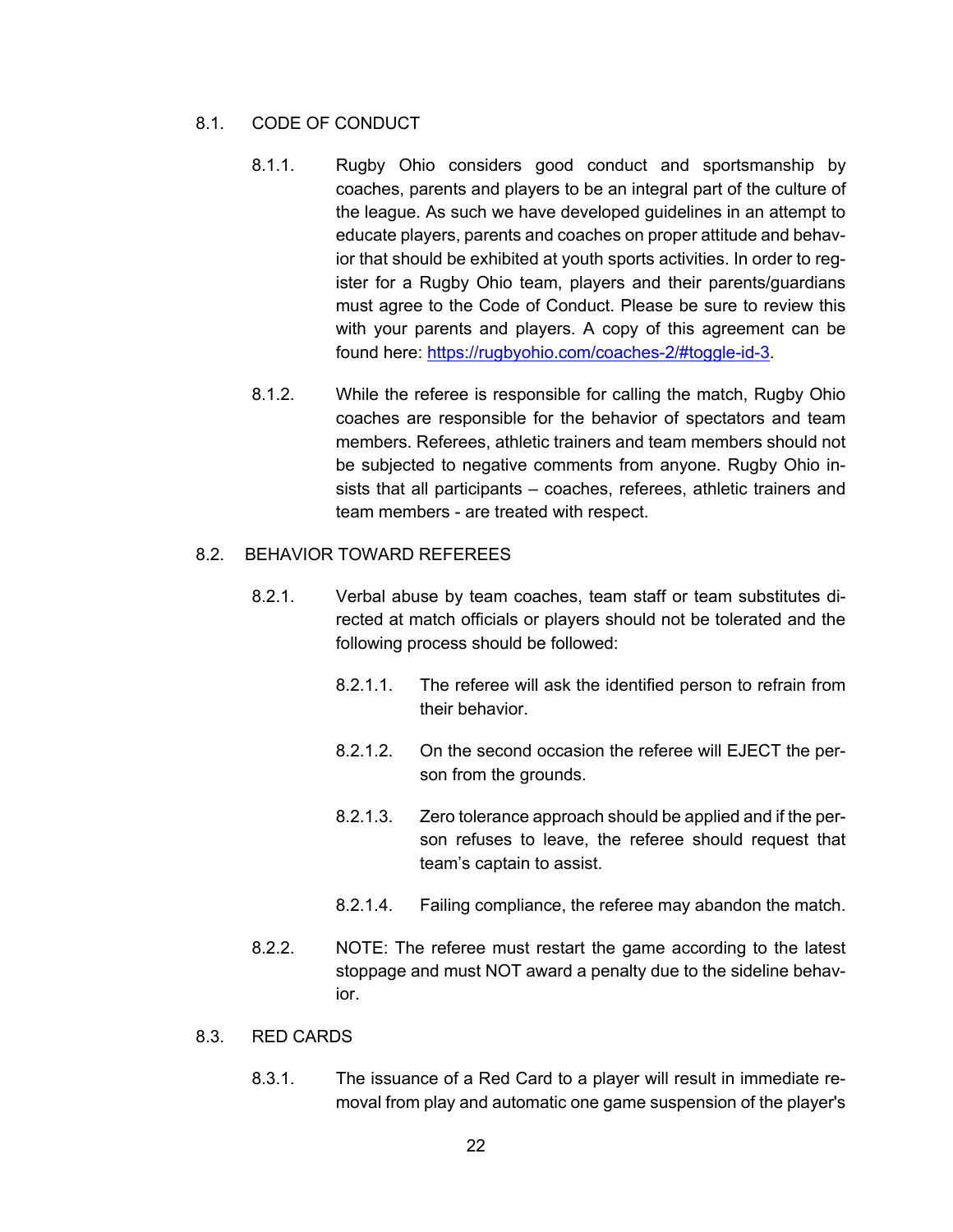## 8.1. CODE OF CONDUCT

8.1.1. Rugby Ohio considers good conduct and sportsmanship by coaches, parents and players to be an integral part of the culture of the league. As such we have developed guidelines in an attempt to educate players, parents and coaches on proper attitude and behavior that should be exhibited at youth sports activities. In order to register for a Rugby Ohio team, players and their parents/guardians must agree to the Code of Conduct. Please be sure to review this with your parents and players. A copy of this agreement can be found here: [https://rugbyohio.com/coaches-2/#toggle-id-3](https://rugbyohio.com/coaches-2/#toggle-id-3).

8.1.2. While the referee is responsible for calling the match, Rugby Ohio coaches are responsible for the behavior of spectators and team members. Referees, athletic trainers and team members should not be subjected to negative comments from anyone. Rugby Ohio insists that all participants – coaches, referees, athletic trainers and team members - are treated with respect.

## 8.2. BEHAVIOR TOWARD REFEREES

8.2.1. Verbal abuse by team coaches, team staff or team substitutes directed at match officials or players should not be tolerated and the following process should be followed:

8.2.1.1. The referee will ask the identified person to refrain from their behavior.

8.2.1.2. On the second occasion the referee will EJECT the person from the grounds.

8.2.1.3. Zero tolerance approach should be applied and if the person refuses to leave, the referee should request that team's captain to assist.

8.2.1.4. Failing compliance, the referee may abandon the match.

8.2.2. NOTE: The referee must restart the game according to the latest stoppage and must NOT award a penalty due to the sideline behavior.

## 8.3. RED CARDS

8.3.1. The issuance of a Red Card to a player will result in immediate removal from play and automatic one game suspension of the player's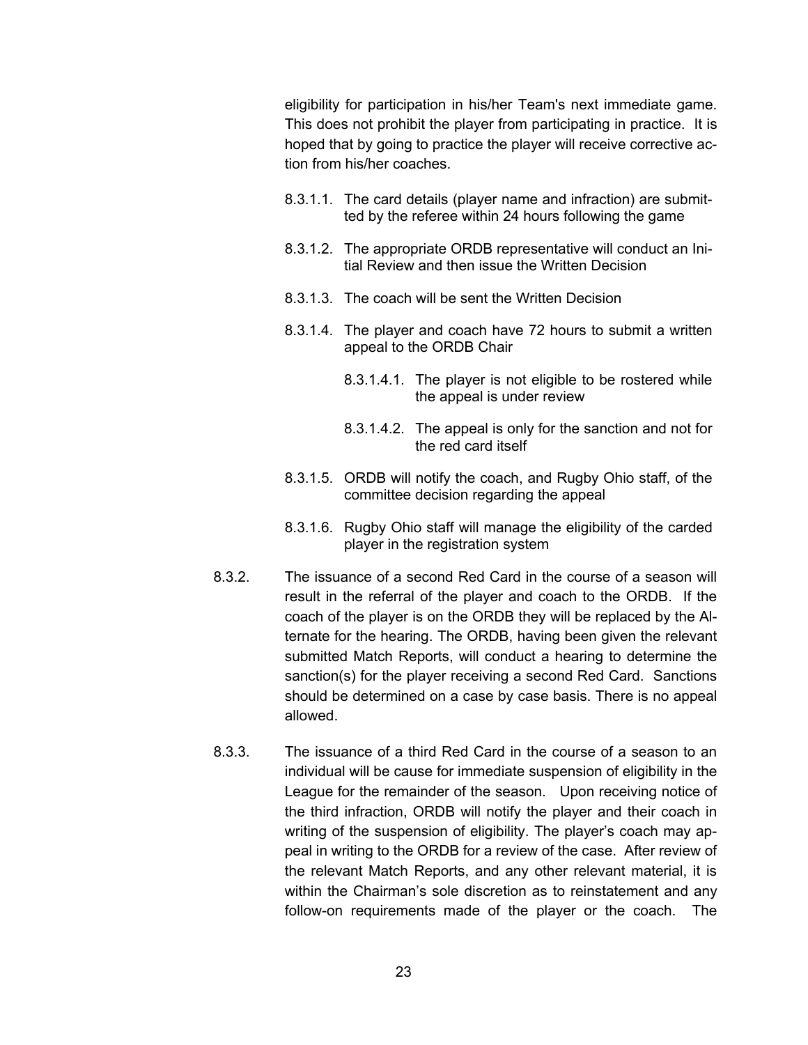eligibility for participation in his/her Team's next immediate game. This does not prohibit the player from participating in practice. It is hoped that by going to practice the player will receive corrective action from his/her coaches.

8.3.1.1. The card details (player name and infraction) are submitted by the referee within 24 hours following the game

8.3.1.2. The appropriate ORDB representative will conduct an Initial Review and then issue the Written Decision

8.3.1.3. The coach will be sent the Written Decision

8.3.1.4. The player and coach have 72 hours to submit a written appeal to the ORDB Chair

8.3.1.4.1. The player is not eligible to be rostered while the appeal is under review

8.3.1.4.2. The appeal is only for the sanction and not for the red card itself

8.3.1.5. ORDB will notify the coach, and Rugby Ohio staff, of the committee decision regarding the appeal

8.3.1.6. Rugby Ohio staff will manage the eligibility of the carded player in the registration system

8.3.2. The issuance of a second Red Card in the course of a season will result in the referral of the player and coach to the ORDB. If the coach of the player is on the ORDB they will be replaced by the Alternate for the hearing. The ORDB, having been given the relevant submitted Match Reports, will conduct a hearing to determine the sanction(s) for the player receiving a second Red Card. Sanctions should be determined on a case by case basis. There is no appeal allowed.

8.3.3. The issuance of a third Red Card in the course of a season to an individual will be cause for immediate suspension of eligibility in the League for the remainder of the season. Upon receiving notice of the third infraction, ORDB will notify the player and their coach in writing of the suspension of eligibility. The player's coach may appeal in writing to the ORDB for a review of the case. After review of the relevant Match Reports, and any other relevant material, it is within the Chairman's sole discretion as to reinstatement and any follow-on requirements made of the player or the coach. The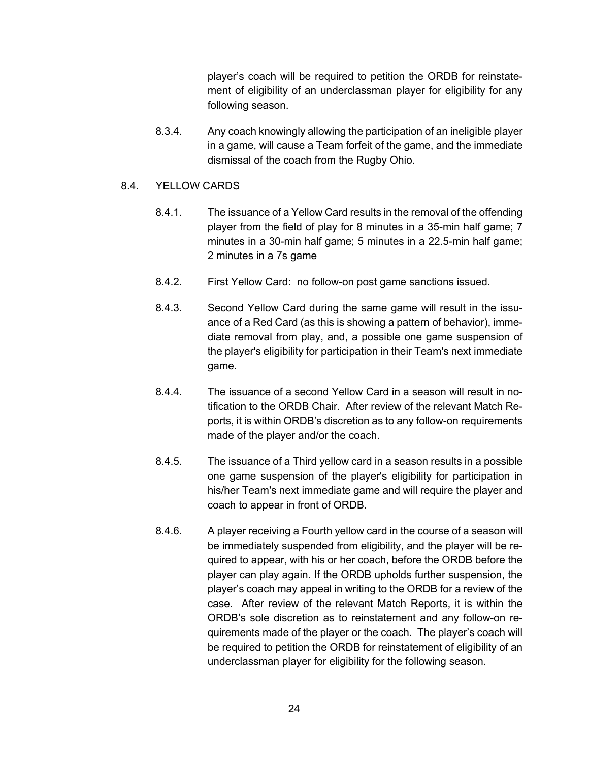player's coach will be required to petition the ORDB for reinstatement of eligibility of an underclassman player for eligibility for any following season.

8.3.4. Any coach knowingly allowing the participation of an ineligible player in a game, will cause a Team forfeit of the game, and the immediate dismissal of the coach from the Rugby Ohio.

## 8.4. YELLOW CARDS

8.4.1. The issuance of a Yellow Card results in the removal of the offending player from the field of play for 8 minutes in a 35-min half game; 7 minutes in a 30-min half game; 5 minutes in a 22.5-min half game; 2 minutes in a 7s game

8.4.2. First Yellow Card: no follow-on post game sanctions issued.

8.4.3. Second Yellow Card during the same game will result in the issuance of a Red Card (as this is showing a pattern of behavior), immediate removal from play, and, a possible one game suspension of the player's eligibility for participation in their Team's next immediate game.

8.4.4. The issuance of a second Yellow Card in a season will result in notification to the ORDB Chair. After review of the relevant Match Reports, it is within ORDB's discretion as to any follow-on requirements made of the player and/or the coach.

8.4.5. The issuance of a Third yellow card in a season results in a possible one game suspension of the player's eligibility for participation in his/her Team's next immediate game and will require the player and coach to appear in front of ORDB.

8.4.6. A player receiving a Fourth yellow card in the course of a season will be immediately suspended from eligibility, and the player will be required to appear, with his or her coach, before the ORDB before the player can play again. If the ORDB upholds further suspension, the player's coach may appeal in writing to the ORDB for a review of the case. After review of the relevant Match Reports, it is within the ORDB's sole discretion as to reinstatement and any follow-on requirements made of the player or the coach. The player's coach will be required to petition the ORDB for reinstatement of eligibility of an underclassman player for eligibility for the following season.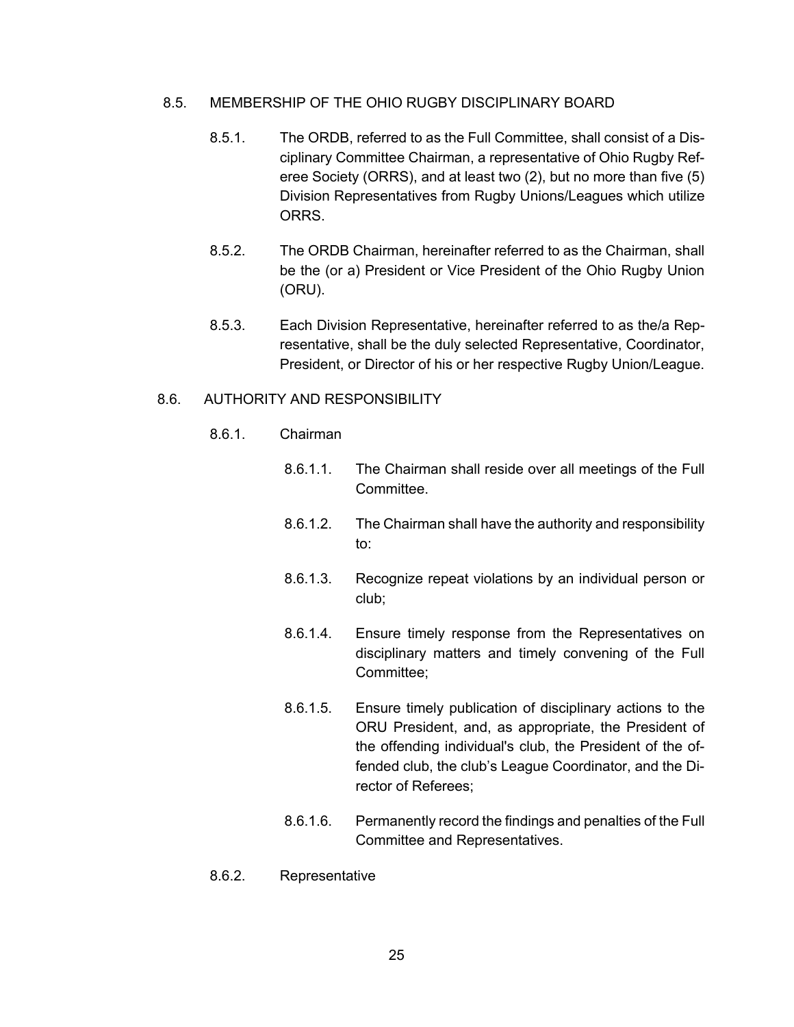## 8.5. MEMBERSHIP OF THE OHIO RUGBY DISCIPLINARY BOARD

8.5.1. The ORDB, referred to as the Full Committee, shall consist of a Disciplinary Committee Chairman, a representative of Ohio Rugby Referee Society (ORRS), and at least two (2), but no more than five (5) Division Representatives from Rugby Unions/Leagues which utilize ORRS.

8.5.2. The ORDB Chairman, hereinafter referred to as the Chairman, shall be the (or a) President or Vice President of the Ohio Rugby Union (ORU).

8.5.3. Each Division Representative, hereinafter referred to as the/a Representative, shall be the duly selected Representative, Coordinator, President, or Director of his or her respective Rugby Union/League.

## 8.6. AUTHORITY AND RESPONSIBILITY

### 8.6.1. Chairman

8.6.1.1. The Chairman shall reside over all meetings of the Full Committee.

8.6.1.2. The Chairman shall have the authority and responsibility to:

8.6.1.3. Recognize repeat violations by an individual person or club;

8.6.1.4. Ensure timely response from the Representatives on disciplinary matters and timely convening of the Full Committee;

8.6.1.5. Ensure timely publication of disciplinary actions to the ORU President, and, as appropriate, the President of the offending individual's club, the President of the offended club, the club's League Coordinator, and the Director of Referees;

8.6.1.6. Permanently record the findings and penalties of the Full Committee and Representatives.

### 8.6.2. Representative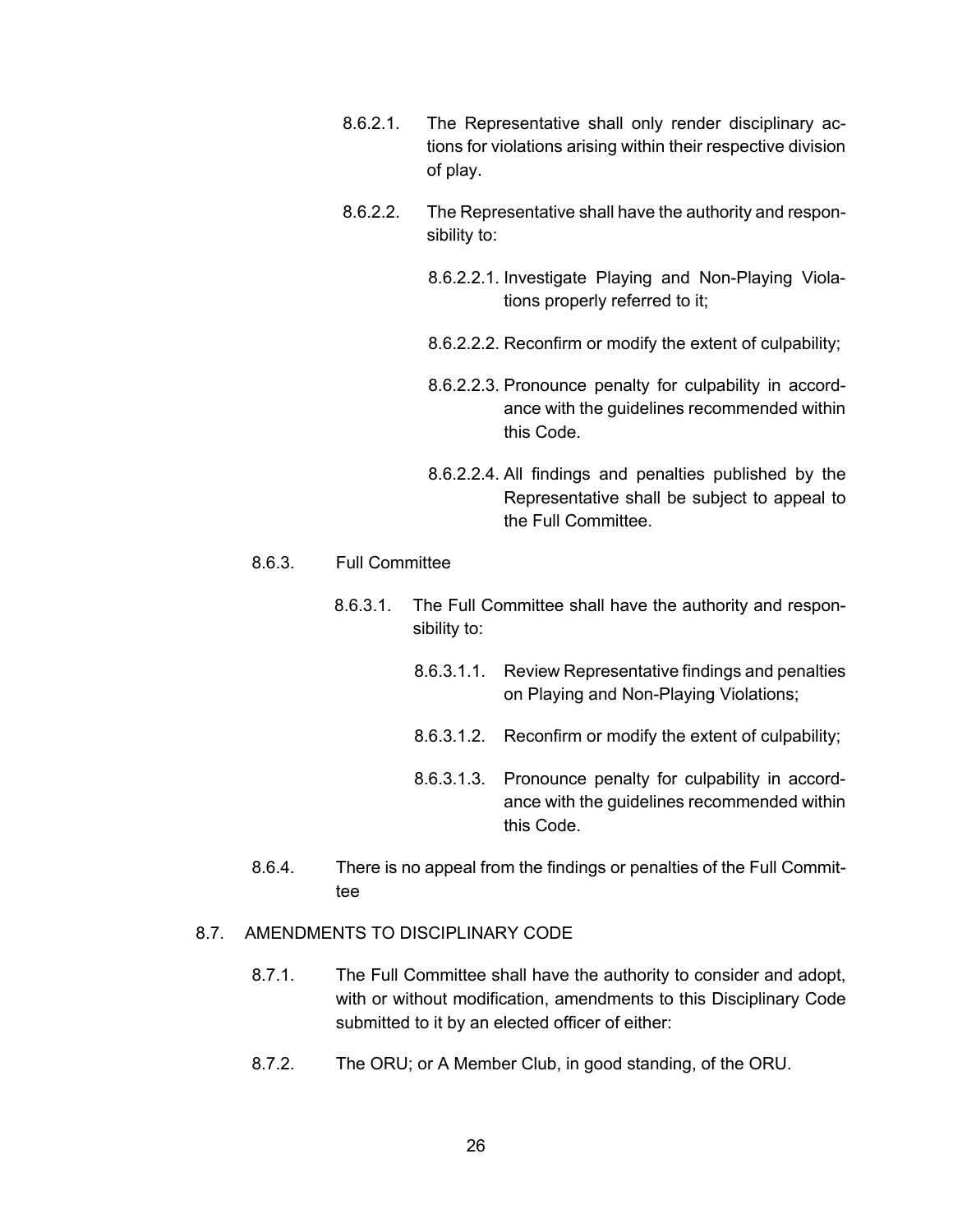8.6.2.1. The Representative shall only render disciplinary actions for violations arising within their respective division of play.

8.6.2.2. The Representative shall have the authority and responsibility to:

8.6.2.2.1. Investigate Playing and Non-Playing Violations properly referred to it;

8.6.2.2.2. Reconfirm or modify the extent of culpability;

8.6.2.2.3. Pronounce penalty for culpability in accordance with the guidelines recommended within this Code.

8.6.2.2.4. All findings and penalties published by the Representative shall be subject to appeal to the Full Committee.

8.6.3. Full Committee

8.6.3.1. The Full Committee shall have the authority and responsibility to:

8.6.3.1.1. Review Representative findings and penalties on Playing and Non-Playing Violations;

8.6.3.1.2. Reconfirm or modify the extent of culpability;

8.6.3.1.3. Pronounce penalty for culpability in accordance with the guidelines recommended within this Code.

8.6.4. There is no appeal from the findings or penalties of the Full Committee

8.7. AMENDMENTS TO DISCIPLINARY CODE

8.7.1. The Full Committee shall have the authority to consider and adopt, with or without modification, amendments to this Disciplinary Code submitted to it by an elected officer of either:

8.7.2. The ORU; or A Member Club, in good standing, of the ORU.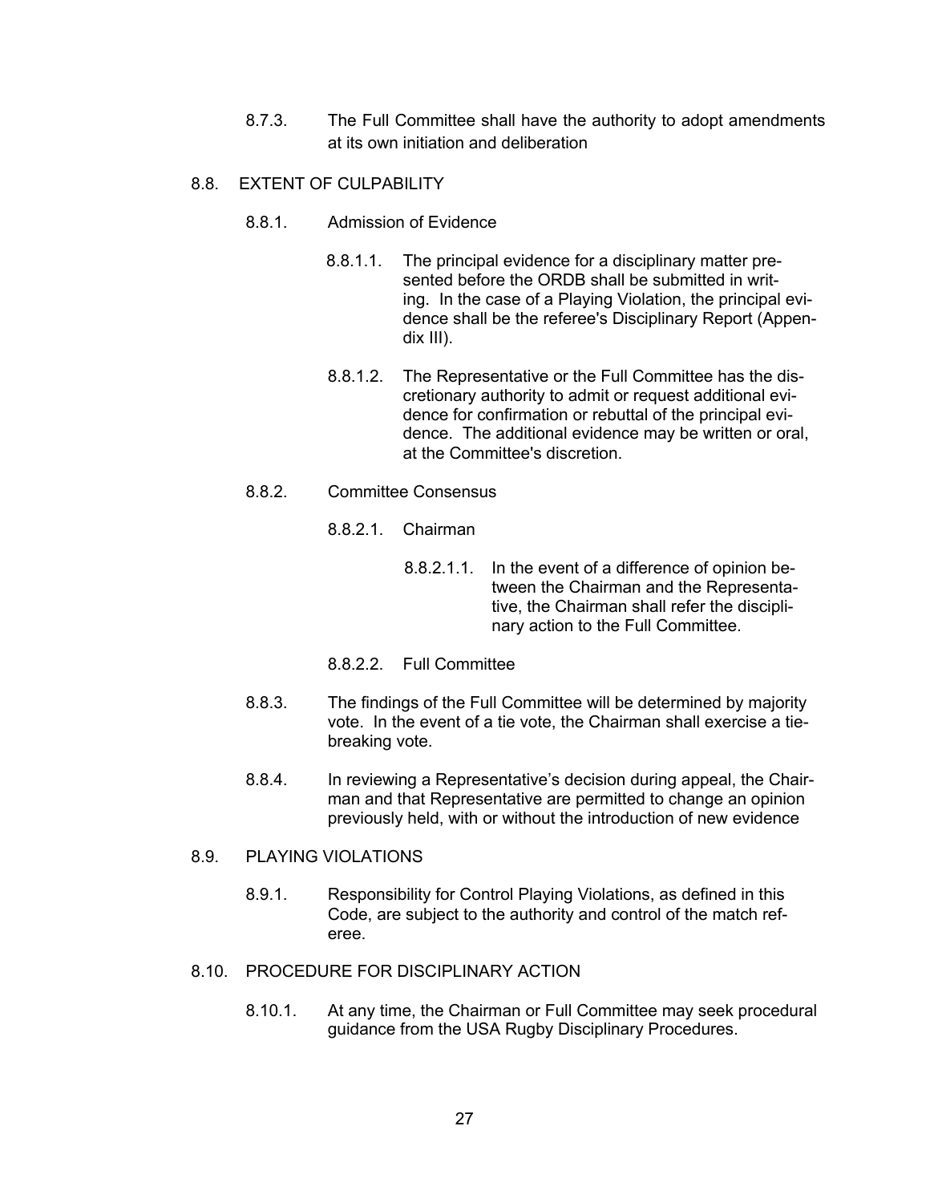8.7.3. The Full Committee shall have the authority to adopt amendments at its own initiation and deliberation

## 8.8. EXTENT OF CULPABILITY

### 8.8.1. Admission of Evidence

8.8.1.1. The principal evidence for a disciplinary matter presented before the ORDB shall be submitted in writing. In the case of a Playing Violation, the principal evidence shall be the referee's Disciplinary Report (Appendix III).

8.8.1.2. The Representative or the Full Committee has the discretionary authority to admit or request additional evidence for confirmation or rebuttal of the principal evidence. The additional evidence may be written or oral, at the Committee's discretion.

### 8.8.2. Committee Consensus

8.8.2.1. Chairman

8.8.2.1.1. In the event of a difference of opinion between the Chairman and the Representative, the Chairman shall refer the disciplinary action to the Full Committee.

8.8.2.2. Full Committee

8.8.3. The findings of the Full Committee will be determined by majority vote. In the event of a tie vote, the Chairman shall exercise a tie-breaking vote.

8.8.4. In reviewing a Representative's decision during appeal, the Chairman and that Representative are permitted to change an opinion previously held, with or without the introduction of new evidence

## 8.9. PLAYING VIOLATIONS

8.9.1. Responsibility for Control Playing Violations, as defined in this Code, are subject to the authority and control of the match referee.

## 8.10. PROCEDURE FOR DISCIPLINARY ACTION

8.10.1. At any time, the Chairman or Full Committee may seek procedural guidance from the USA Rugby Disciplinary Procedures.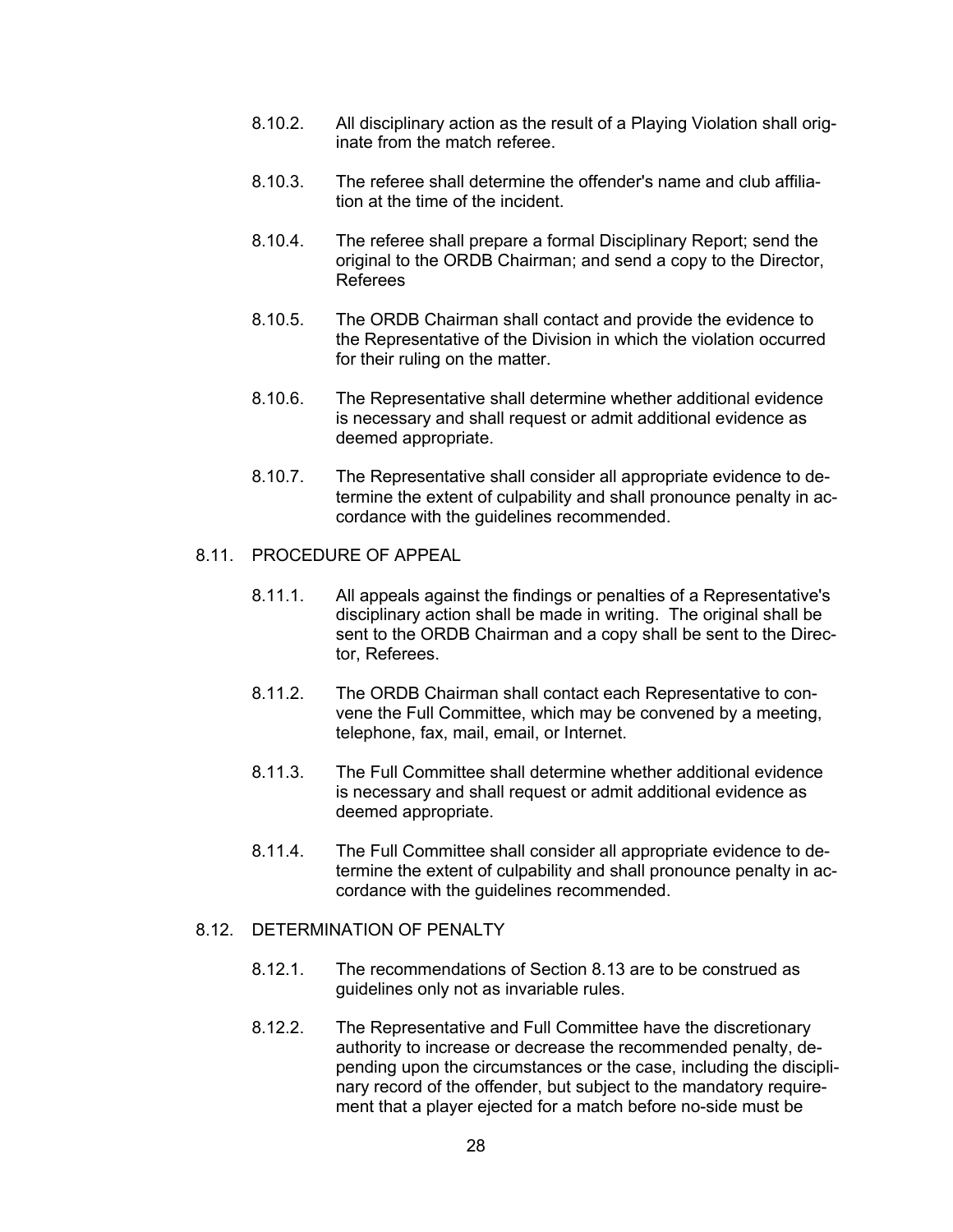8.10.2. All disciplinary action as the result of a Playing Violation shall originate from the match referee.

8.10.3. The referee shall determine the offender's name and club affiliation at the time of the incident.

8.10.4. The referee shall prepare a formal Disciplinary Report; send the original to the ORDB Chairman; and send a copy to the Director, Referees

8.10.5. The ORDB Chairman shall contact and provide the evidence to the Representative of the Division in which the violation occurred for their ruling on the matter.

8.10.6. The Representative shall determine whether additional evidence is necessary and shall request or admit additional evidence as deemed appropriate.

8.10.7. The Representative shall consider all appropriate evidence to determine the extent of culpability and shall pronounce penalty in accordance with the guidelines recommended.

## 8.11. PROCEDURE OF APPEAL

8.11.1. All appeals against the findings or penalties of a Representative's disciplinary action shall be made in writing. The original shall be sent to the ORDB Chairman and a copy shall be sent to the Director, Referees.

8.11.2. The ORDB Chairman shall contact each Representative to convene the Full Committee, which may be convened by a meeting, telephone, fax, mail, email, or Internet.

8.11.3. The Full Committee shall determine whether additional evidence is necessary and shall request or admit additional evidence as deemed appropriate.

8.11.4. The Full Committee shall consider all appropriate evidence to determine the extent of culpability and shall pronounce penalty in accordance with the guidelines recommended.

## 8.12. DETERMINATION OF PENALTY

8.12.1. The recommendations of Section 8.13 are to be construed as guidelines only not as invariable rules.

8.12.2. The Representative and Full Committee have the discretionary authority to increase or decrease the recommended penalty, depending upon the circumstances or the case, including the disciplinary record of the offender, but subject to the mandatory requirement that a player ejected for a match before no-side must be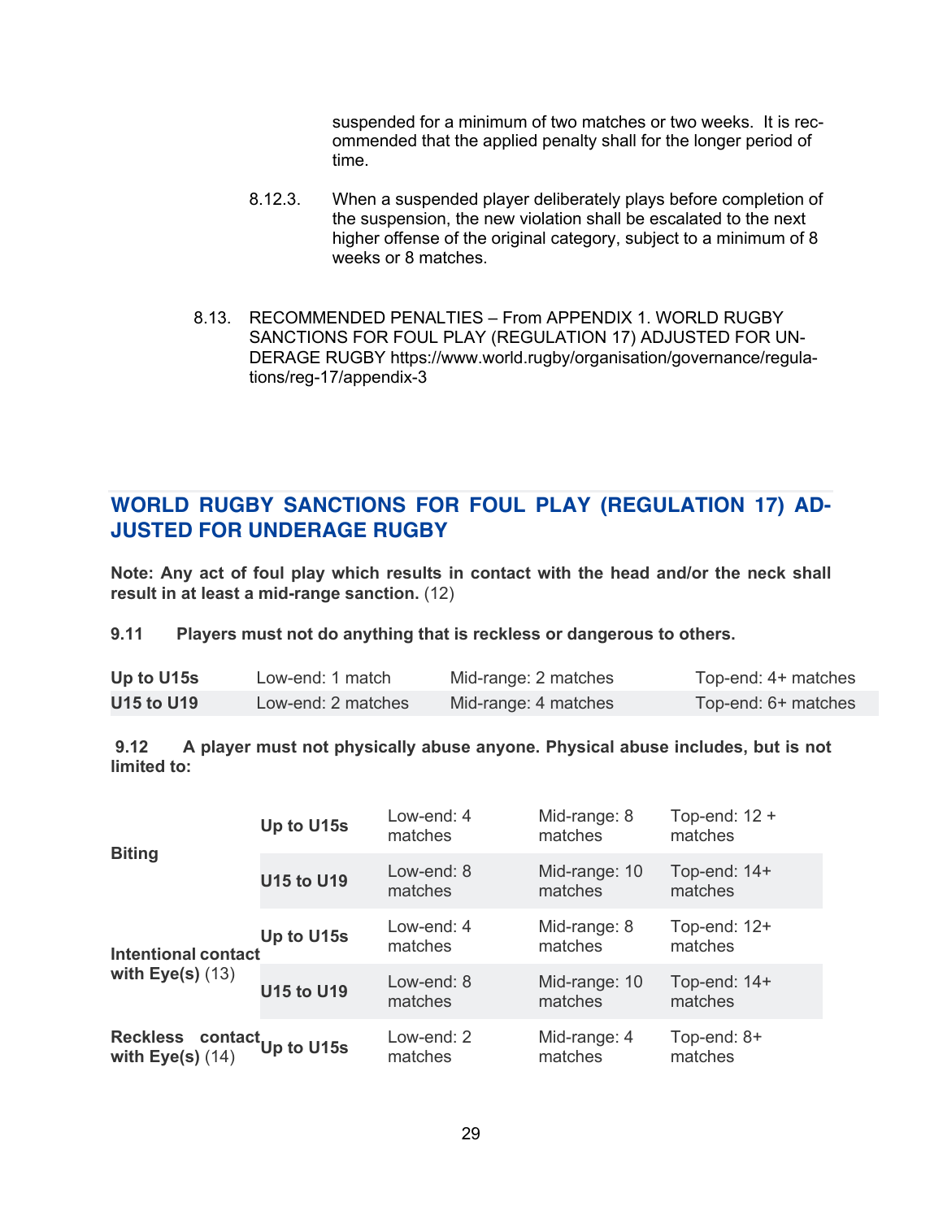suspended for a minimum of two matches or two weeks. It is recommended that the applied penalty shall for the longer period of time.

8.12.3. When a suspended player deliberately plays before completion of the suspension, the new violation shall be escalated to the next higher offense of the original category, subject to a minimum of 8 weeks or 8 matches.

8.13. RECOMMENDED PENALTIES – From APPENDIX 1. WORLD RUGBY SANCTIONS FOR FOUL PLAY (REGULATION 17) ADJUSTED FOR UNDERAGE RUGBY https://www.world.rugby/organisation/governance/regulations/reg-17/appendix-3

## WORLD RUGBY SANCTIONS FOR FOUL PLAY (REGULATION 17) ADJUSTED FOR UNDERAGE RUGBY

**Note: Any act of foul play which results in contact with the head and/or the neck shall result in at least a mid-range sanction.** (12)

**9.11 Players must not do anything that is reckless or dangerous to others.**

| | | | |
|---|---|---|---|
| **Up to U15s** | Low-end: 1 match | Mid-range: 2 matches | Top-end: 4+ matches |
| **U15 to U19** | Low-end: 2 matches | Mid-range: 4 matches | Top-end: 6+ matches |

**9.12 A player must not physically abuse anyone. Physical abuse includes, but is not limited to:**

| | | | | |
|---|---|---|---|---|
| **Biting** | **Up to U15s** | Low-end: 4 matches | Mid-range: 8 matches | Top-end: 12 + matches |
| | **U15 to U19** | Low-end: 8 matches | Mid-range: 10 matches | Top-end: 14+ matches |
| **Intentional contact with Eye(s)** (13) | **Up to U15s** | Low-end: 4 matches | Mid-range: 8 matches | Top-end: 12+ matches |
| | **U15 to U19** | Low-end: 8 matches | Mid-range: 10 matches | Top-end: 14+ matches |
| **Reckless contact with Eye(s)** (14) | **Up to U15s** | Low-end: 2 matches | Mid-range: 4 matches | Top-end: 8+ matches |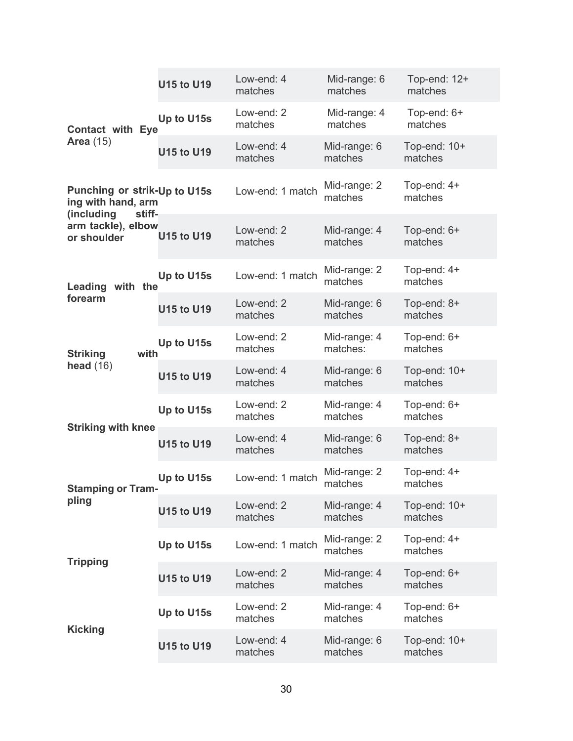| | | | | |
|---|---|---|---|---|
| | **U15 to U19** | Low-end: 4 matches | Mid-range: 6 matches | Top-end: 12+ matches |
| **Contact with Eye Area** (15) | **Up to U15s** | Low-end: 2 matches | Mid-range: 4 matches | Top-end: 6+ matches |
| | **U15 to U19** | Low-end: 4 matches | Mid-range: 6 matches | Top-end: 10+ matches |
| **Punching or striking with hand, arm (including stiff-arm tackle), elbow or shoulder** | **Up to U15s** | Low-end: 1 match | Mid-range: 2 matches | Top-end: 4+ matches |
| | **U15 to U19** | Low-end: 2 matches | Mid-range: 4 matches | Top-end: 6+ matches |
| **Leading with the forearm** | **Up to U15s** | Low-end: 1 match | Mid-range: 2 matches | Top-end: 4+ matches |
| | **U15 to U19** | Low-end: 2 matches | Mid-range: 6 matches | Top-end: 8+ matches |
| **Striking with head** (16) | **Up to U15s** | Low-end: 2 matches | Mid-range: 4 matches: | Top-end: 6+ matches |
| | **U15 to U19** | Low-end: 4 matches | Mid-range: 6 matches | Top-end: 10+ matches |
| **Striking with knee** | **Up to U15s** | Low-end: 2 matches | Mid-range: 4 matches | Top-end: 6+ matches |
| | **U15 to U19** | Low-end: 4 matches | Mid-range: 6 matches | Top-end: 8+ matches |
| **Stamping or Trampling** | **Up to U15s** | Low-end: 1 match | Mid-range: 2 matches | Top-end: 4+ matches |
| | **U15 to U19** | Low-end: 2 matches | Mid-range: 4 matches | Top-end: 10+ matches |
| **Tripping** | **Up to U15s** | Low-end: 1 match | Mid-range: 2 matches | Top-end: 4+ matches |
| | **U15 to U19** | Low-end: 2 matches | Mid-range: 4 matches | Top-end: 6+ matches |
| **Kicking** | **Up to U15s** | Low-end: 2 matches | Mid-range: 4 matches | Top-end: 6+ matches |
| | **U15 to U19** | Low-end: 4 matches | Mid-range: 6 matches | Top-end: 10+ matches |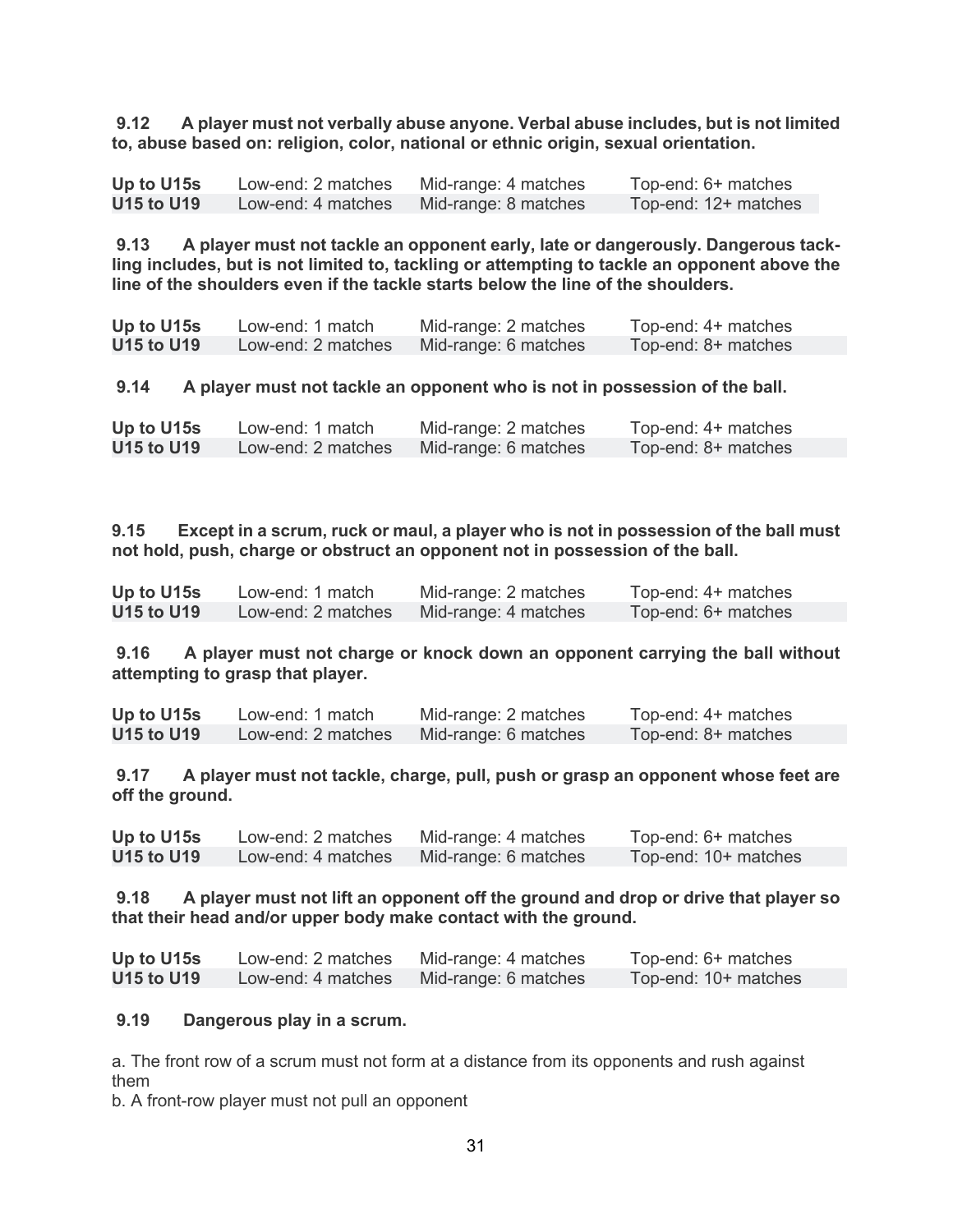**9.12 A player must not verbally abuse anyone. Verbal abuse includes, but is not limited to, abuse based on: religion, color, national or ethnic origin, sexual orientation.**

| | | | |
|---|---|---|---|
| **Up to U15s** | Low-end: 2 matches | Mid-range: 4 matches | Top-end: 6+ matches |
| **U15 to U19** | Low-end: 4 matches | Mid-range: 8 matches | Top-end: 12+ matches |

**9.13 A player must not tackle an opponent early, late or dangerously. Dangerous tackling includes, but is not limited to, tackling or attempting to tackle an opponent above the line of the shoulders even if the tackle starts below the line of the shoulders.**

| | | | |
|---|---|---|---|
| **Up to U15s** | Low-end: 1 match | Mid-range: 2 matches | Top-end: 4+ matches |
| **U15 to U19** | Low-end: 2 matches | Mid-range: 6 matches | Top-end: 8+ matches |

**9.14 A player must not tackle an opponent who is not in possession of the ball.**

| | | | |
|---|---|---|---|
| **Up to U15s** | Low-end: 1 match | Mid-range: 2 matches | Top-end: 4+ matches |
| **U15 to U19** | Low-end: 2 matches | Mid-range: 6 matches | Top-end: 8+ matches |

**9.15 Except in a scrum, ruck or maul, a player who is not in possession of the ball must not hold, push, charge or obstruct an opponent not in possession of the ball.**

| | | | |
|---|---|---|---|
| **Up to U15s** | Low-end: 1 match | Mid-range: 2 matches | Top-end: 4+ matches |
| **U15 to U19** | Low-end: 2 matches | Mid-range: 4 matches | Top-end: 6+ matches |

**9.16 A player must not charge or knock down an opponent carrying the ball without attempting to grasp that player.**

| | | | |
|---|---|---|---|
| **Up to U15s** | Low-end: 1 match | Mid-range: 2 matches | Top-end: 4+ matches |
| **U15 to U19** | Low-end: 2 matches | Mid-range: 6 matches | Top-end: 8+ matches |

**9.17 A player must not tackle, charge, pull, push or grasp an opponent whose feet are off the ground.**

| | | | |
|---|---|---|---|
| **Up to U15s** | Low-end: 2 matches | Mid-range: 4 matches | Top-end: 6+ matches |
| **U15 to U19** | Low-end: 4 matches | Mid-range: 6 matches | Top-end: 10+ matches |

**9.18 A player must not lift an opponent off the ground and drop or drive that player so that their head and/or upper body make contact with the ground.**

| | | | |
|---|---|---|---|
| **Up to U15s** | Low-end: 2 matches | Mid-range: 4 matches | Top-end: 6+ matches |
| **U15 to U19** | Low-end: 4 matches | Mid-range: 6 matches | Top-end: 10+ matches |

**9.19 Dangerous play in a scrum.**

a. The front row of a scrum must not form at a distance from its opponents and rush against them
b. A front-row player must not pull an opponent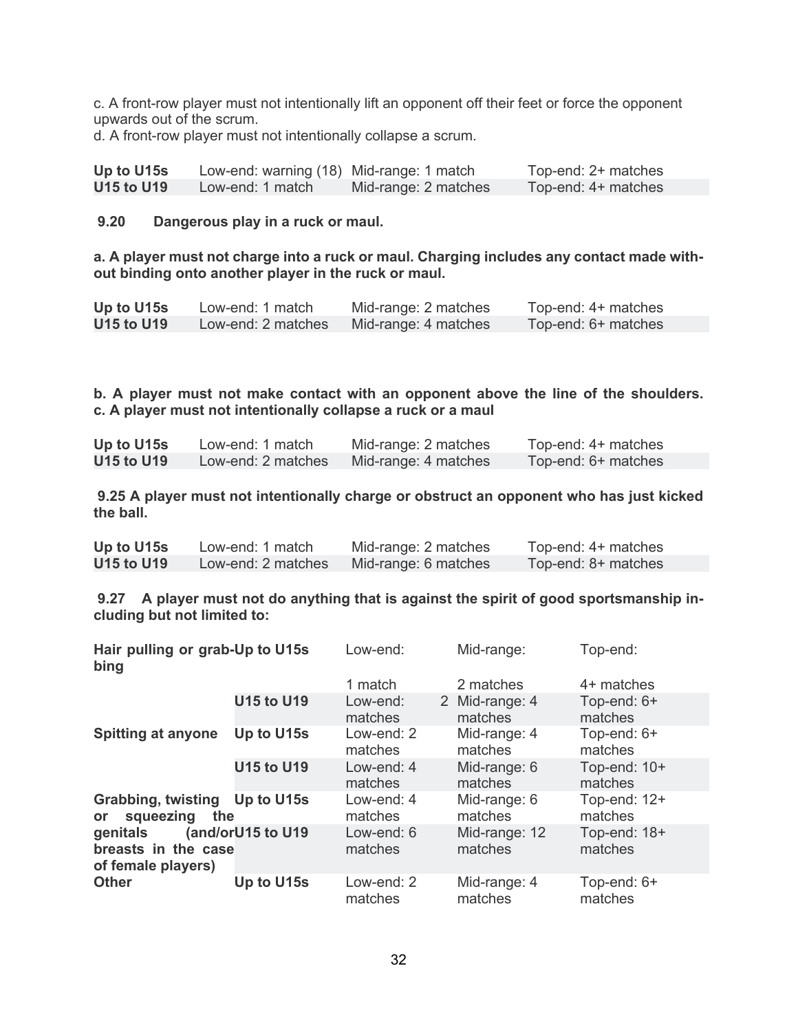c. A front-row player must not intentionally lift an opponent off their feet or force the opponent upwards out of the scrum.
d. A front-row player must not intentionally collapse a scrum.

| | | | |
|---|---|---|---|
| **Up to U15s** | Low-end: warning (18) | Mid-range: 1 match | Top-end: 2+ matches |
| **U15 to U19** | Low-end: 1 match | Mid-range: 2 matches | Top-end: 4+ matches |

**9.20 Dangerous play in a ruck or maul.**

**a. A player must not charge into a ruck or maul. Charging includes any contact made without binding onto another player in the ruck or maul.**

| | | | |
|---|---|---|---|
| **Up to U15s** | Low-end: 1 match | Mid-range: 2 matches | Top-end: 4+ matches |
| **U15 to U19** | Low-end: 2 matches | Mid-range: 4 matches | Top-end: 6+ matches |

**b. A player must not make contact with an opponent above the line of the shoulders.**
**c. A player must not intentionally collapse a ruck or a maul**

| | | | |
|---|---|---|---|
| **Up to U15s** | Low-end: 1 match | Mid-range: 2 matches | Top-end: 4+ matches |
| **U15 to U19** | Low-end: 2 matches | Mid-range: 4 matches | Top-end: 6+ matches |

**9.25 A player must not intentionally charge or obstruct an opponent who has just kicked the ball.**

| | | | |
|---|---|---|---|
| **Up to U15s** | Low-end: 1 match | Mid-range: 2 matches | Top-end: 4+ matches |
| **U15 to U19** | Low-end: 2 matches | Mid-range: 6 matches | Top-end: 8+ matches |

**9.27 A player must not do anything that is against the spirit of good sportsmanship including but not limited to:**

| | | | | |
|---|---|---|---|---|
| **Hair pulling or grabbing** | **Up to U15s** | Low-end: 1 match | Mid-range: 2 matches | Top-end: 4+ matches |
| | **U15 to U19** | Low-end: 2 matches | Mid-range: 4 matches | Top-end: 6+ matches |
| **Spitting at anyone** | **Up to U15s** | Low-end: 2 matches | Mid-range: 4 matches | Top-end: 6+ matches |
| | **U15 to U19** | Low-end: 4 matches | Mid-range: 6 matches | Top-end: 10+ matches |
| **Grabbing, twisting or squeezing the genitals (and/or breasts in the case of female players)** | **Up to U15s** | Low-end: 4 matches | Mid-range: 6 matches | Top-end: 12+ matches |
| | **U15 to U19** | Low-end: 6 matches | Mid-range: 12 matches | Top-end: 18+ matches |
| **Other** | **Up to U15s** | Low-end: 2 matches | Mid-range: 4 matches | Top-end: 6+ matches |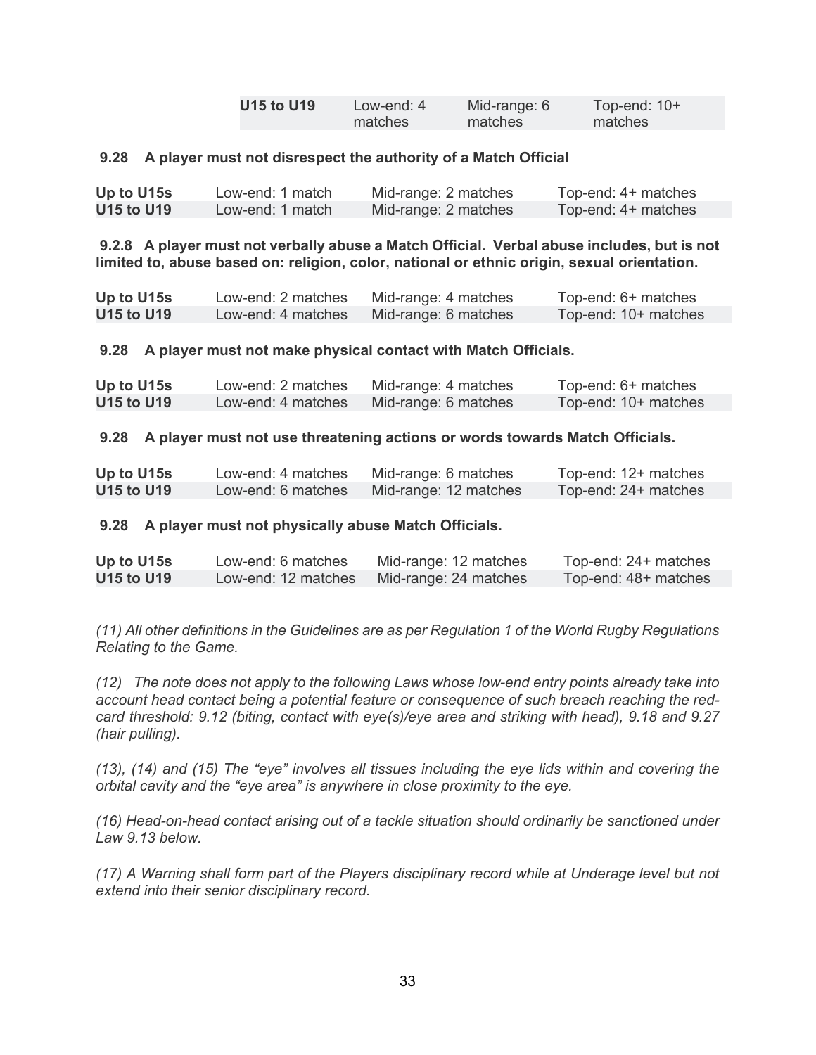| U15 to U19 | Low-end: 4 matches | Mid-range: 6 matches | Top-end: 10+ matches |
|---|---|---|---|

**9.28 A player must not disrespect the authority of a Match Official**

| Up to U15s | Low-end: 1 match | Mid-range: 2 matches | Top-end: 4+ matches |
|---|---|---|---|
| U15 to U19 | Low-end: 1 match | Mid-range: 2 matches | Top-end: 4+ matches |

**9.2.8 A player must not verbally abuse a Match Official. Verbal abuse includes, but is not limited to, abuse based on: religion, color, national or ethnic origin, sexual orientation.**

| Up to U15s | Low-end: 2 matches | Mid-range: 4 matches | Top-end: 6+ matches |
|---|---|---|---|
| U15 to U19 | Low-end: 4 matches | Mid-range: 6 matches | Top-end: 10+ matches |

**9.28 A player must not make physical contact with Match Officials.**

| Up to U15s | Low-end: 2 matches | Mid-range: 4 matches | Top-end: 6+ matches |
|---|---|---|---|
| U15 to U19 | Low-end: 4 matches | Mid-range: 6 matches | Top-end: 10+ matches |

**9.28 A player must not use threatening actions or words towards Match Officials.**

| Up to U15s | Low-end: 4 matches | Mid-range: 6 matches | Top-end: 12+ matches |
|---|---|---|---|
| U15 to U19 | Low-end: 6 matches | Mid-range: 12 matches | Top-end: 24+ matches |

**9.28 A player must not physically abuse Match Officials.**

| Up to U15s | Low-end: 6 matches | Mid-range: 12 matches | Top-end: 24+ matches |
|---|---|---|---|
| U15 to U19 | Low-end: 12 matches | Mid-range: 24 matches | Top-end: 48+ matches |

*(11) All other definitions in the Guidelines are as per Regulation 1 of the World Rugby Regulations Relating to the Game.*

*(12) The note does not apply to the following Laws whose low-end entry points already take into account head contact being a potential feature or consequence of such breach reaching the red-card threshold: 9.12 (biting, contact with eye(s)/eye area and striking with head), 9.18 and 9.27 (hair pulling).*

*(13), (14) and (15) The "eye" involves all tissues including the eye lids within and covering the orbital cavity and the "eye area" is anywhere in close proximity to the eye.*

*(16) Head-on-head contact arising out of a tackle situation should ordinarily be sanctioned under Law 9.13 below.*

*(17) A Warning shall form part of the Players disciplinary record while at Underage level but not extend into their senior disciplinary record.*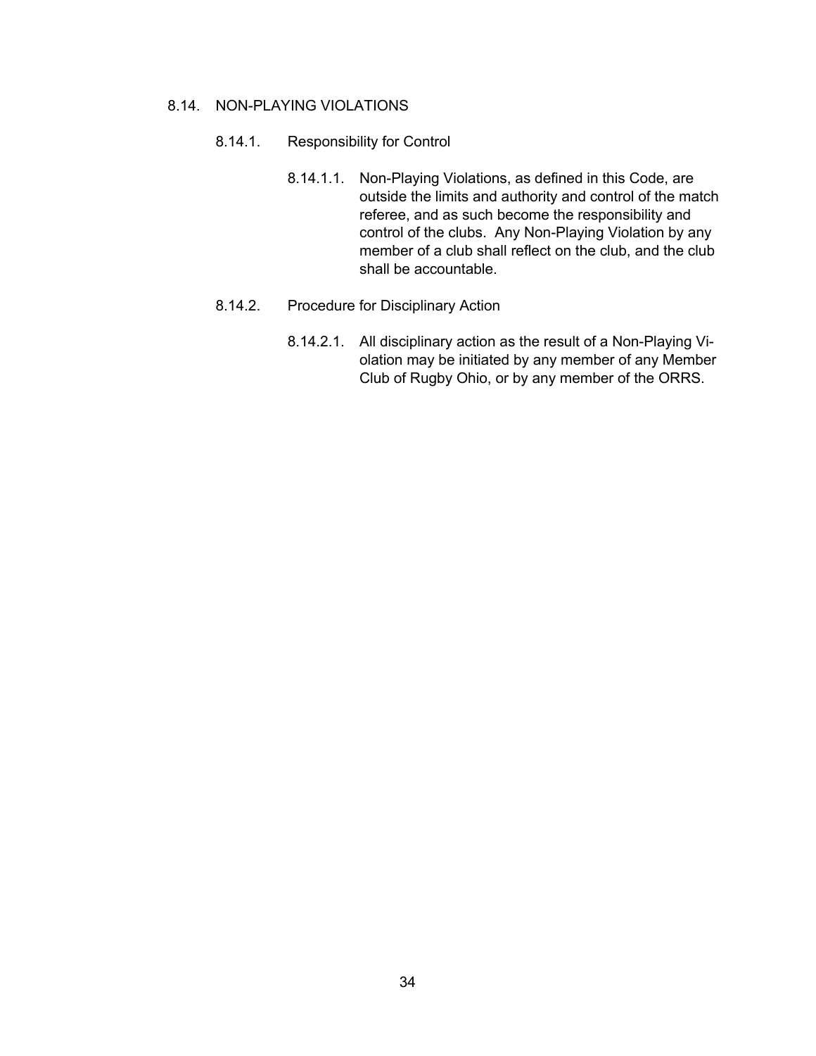## 8.14. NON-PLAYING VIOLATIONS

### 8.14.1. Responsibility for Control

8.14.1.1. Non-Playing Violations, as defined in this Code, are outside the limits and authority and control of the match referee, and as such become the responsibility and control of the clubs. Any Non-Playing Violation by any member of a club shall reflect on the club, and the club shall be accountable.

### 8.14.2. Procedure for Disciplinary Action

8.14.2.1. All disciplinary action as the result of a Non-Playing Violation may be initiated by any member of any Member Club of Rugby Ohio, or by any member of the ORRS.